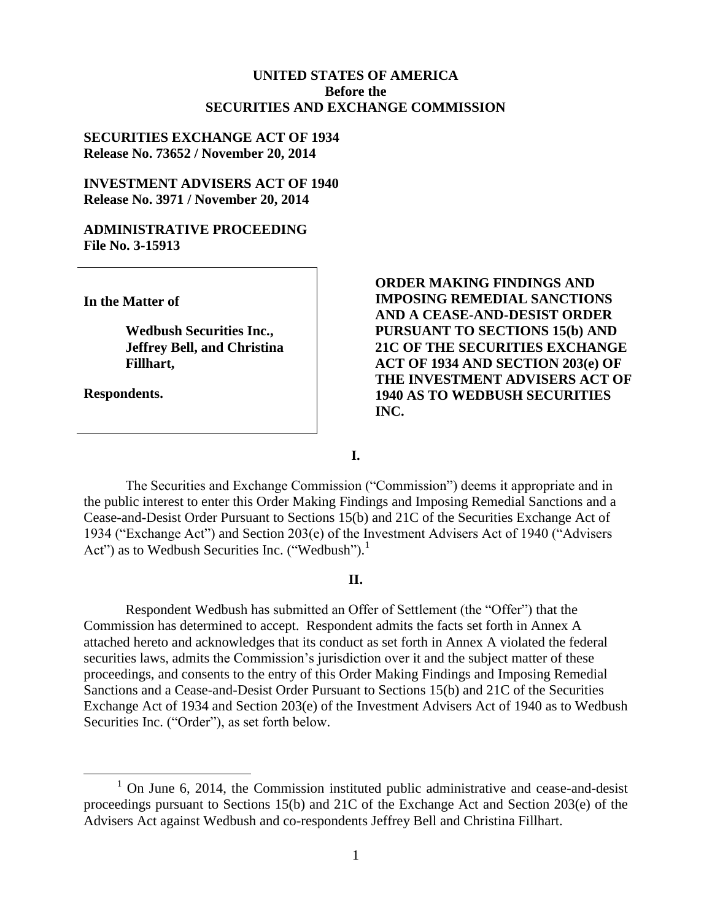**UNITED STATES OF AMERICA**
**Before the**
**SECURITIES AND EXCHANGE COMMISSION**

**SECURITIES EXCHANGE ACT OF 1934**
**Release No. 73652 / November 20, 2014**

**INVESTMENT ADVISERS ACT OF 1940**
**Release No. 3971 / November 20, 2014**

**ADMINISTRATIVE PROCEEDING**
**File No. 3-15913**

**In the Matter of**

**Wedbush Securities Inc., Jeffrey Bell, and Christina Fillhart,**

**Respondents.**

**ORDER MAKING FINDINGS AND IMPOSING REMEDIAL SANCTIONS AND A CEASE-AND-DESIST ORDER PURSUANT TO SECTIONS 15(b) AND 21C OF THE SECURITIES EXCHANGE ACT OF 1934 AND SECTION 203(e) OF THE INVESTMENT ADVISERS ACT OF 1940 AS TO WEDBUSH SECURITIES INC.**

## I.

The Securities and Exchange Commission ("Commission") deems it appropriate and in the public interest to enter this Order Making Findings and Imposing Remedial Sanctions and a Cease-and-Desist Order Pursuant to Sections 15(b) and 21C of the Securities Exchange Act of 1934 ("Exchange Act") and Section 203(e) of the Investment Advisers Act of 1940 ("Advisers Act") as to Wedbush Securities Inc. ("Wedbush").[1]

## II.

Respondent Wedbush has submitted an Offer of Settlement (the "Offer") that the Commission has determined to accept. Respondent admits the facts set forth in Annex A attached hereto and acknowledges that its conduct as set forth in Annex A violated the federal securities laws, admits the Commission's jurisdiction over it and the subject matter of these proceedings, and consents to the entry of this Order Making Findings and Imposing Remedial Sanctions and a Cease-and-Desist Order Pursuant to Sections 15(b) and 21C of the Securities Exchange Act of 1934 and Section 203(e) of the Investment Advisers Act of 1940 as to Wedbush Securities Inc. ("Order"), as set forth below.

[1] On June 6, 2014, the Commission instituted public administrative and cease-and-desist proceedings pursuant to Sections 15(b) and 21C of the Exchange Act and Section 203(e) of the Advisers Act against Wedbush and co-respondents Jeffrey Bell and Christina Fillhart.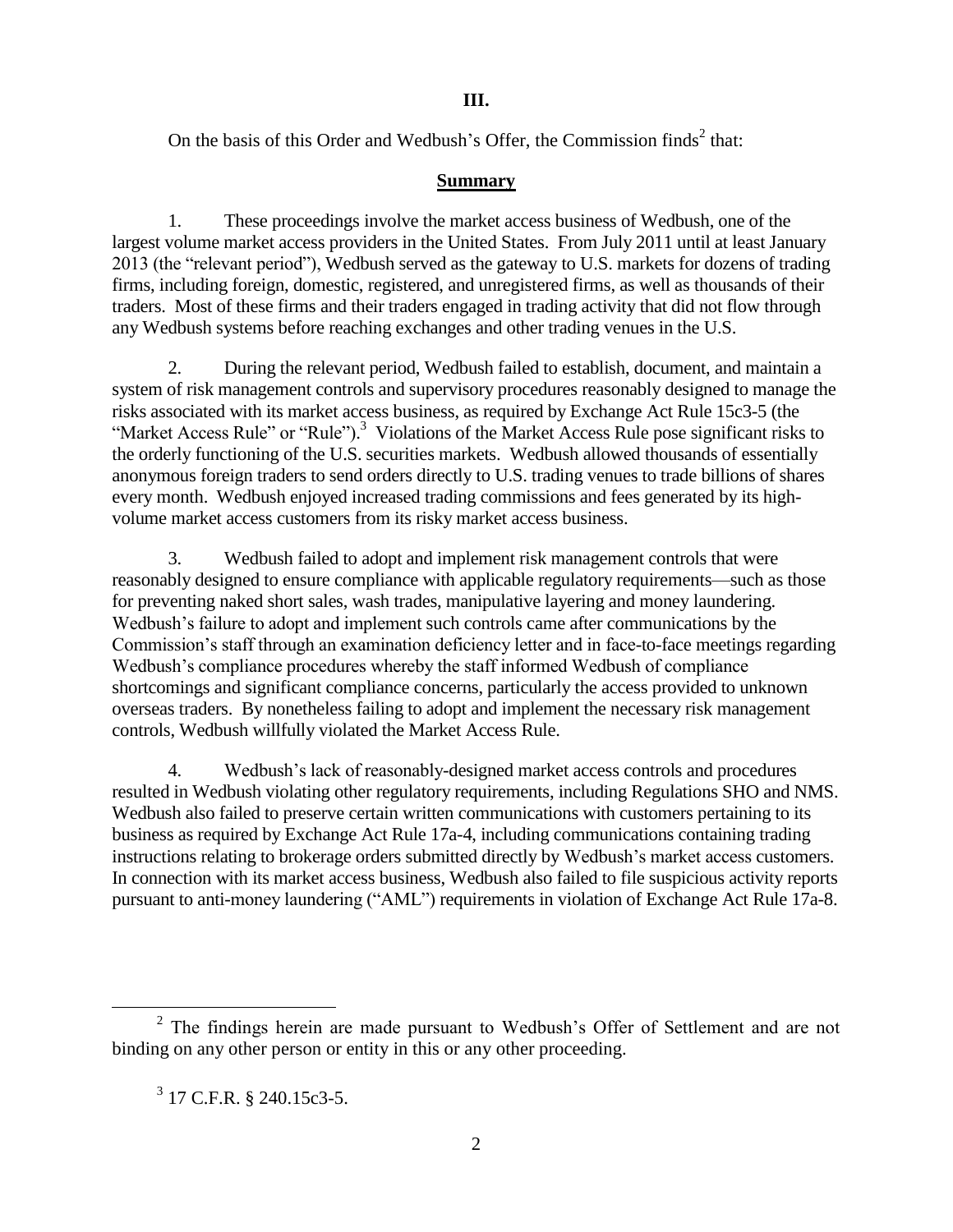## III.

On the basis of this Order and Wedbush's Offer, the Commission finds[2] that:

### Summary

1. These proceedings involve the market access business of Wedbush, one of the largest volume market access providers in the United States. From July 2011 until at least January 2013 (the "relevant period"), Wedbush served as the gateway to U.S. markets for dozens of trading firms, including foreign, domestic, registered, and unregistered firms, as well as thousands of their traders. Most of these firms and their traders engaged in trading activity that did not flow through any Wedbush systems before reaching exchanges and other trading venues in the U.S.

2. During the relevant period, Wedbush failed to establish, document, and maintain a system of risk management controls and supervisory procedures reasonably designed to manage the risks associated with its market access business, as required by Exchange Act Rule 15c3-5 (the "Market Access Rule" or "Rule").[3] Violations of the Market Access Rule pose significant risks to the orderly functioning of the U.S. securities markets. Wedbush allowed thousands of essentially anonymous foreign traders to send orders directly to U.S. trading venues to trade billions of shares every month. Wedbush enjoyed increased trading commissions and fees generated by its high-volume market access customers from its risky market access business.

3. Wedbush failed to adopt and implement risk management controls that were reasonably designed to ensure compliance with applicable regulatory requirements—such as those for preventing naked short sales, wash trades, manipulative layering and money laundering. Wedbush's failure to adopt and implement such controls came after communications by the Commission's staff through an examination deficiency letter and in face-to-face meetings regarding Wedbush's compliance procedures whereby the staff informed Wedbush of compliance shortcomings and significant compliance concerns, particularly the access provided to unknown overseas traders. By nonetheless failing to adopt and implement the necessary risk management controls, Wedbush willfully violated the Market Access Rule.

4. Wedbush's lack of reasonably-designed market access controls and procedures resulted in Wedbush violating other regulatory requirements, including Regulations SHO and NMS. Wedbush also failed to preserve certain written communications with customers pertaining to its business as required by Exchange Act Rule 17a-4, including communications containing trading instructions relating to brokerage orders submitted directly by Wedbush's market access customers. In connection with its market access business, Wedbush also failed to file suspicious activity reports pursuant to anti-money laundering ("AML") requirements in violation of Exchange Act Rule 17a-8.

---

[2] The findings herein are made pursuant to Wedbush's Offer of Settlement and are not binding on any other person or entity in this or any other proceeding.

[3] 17 C.F.R. § 240.15c3-5.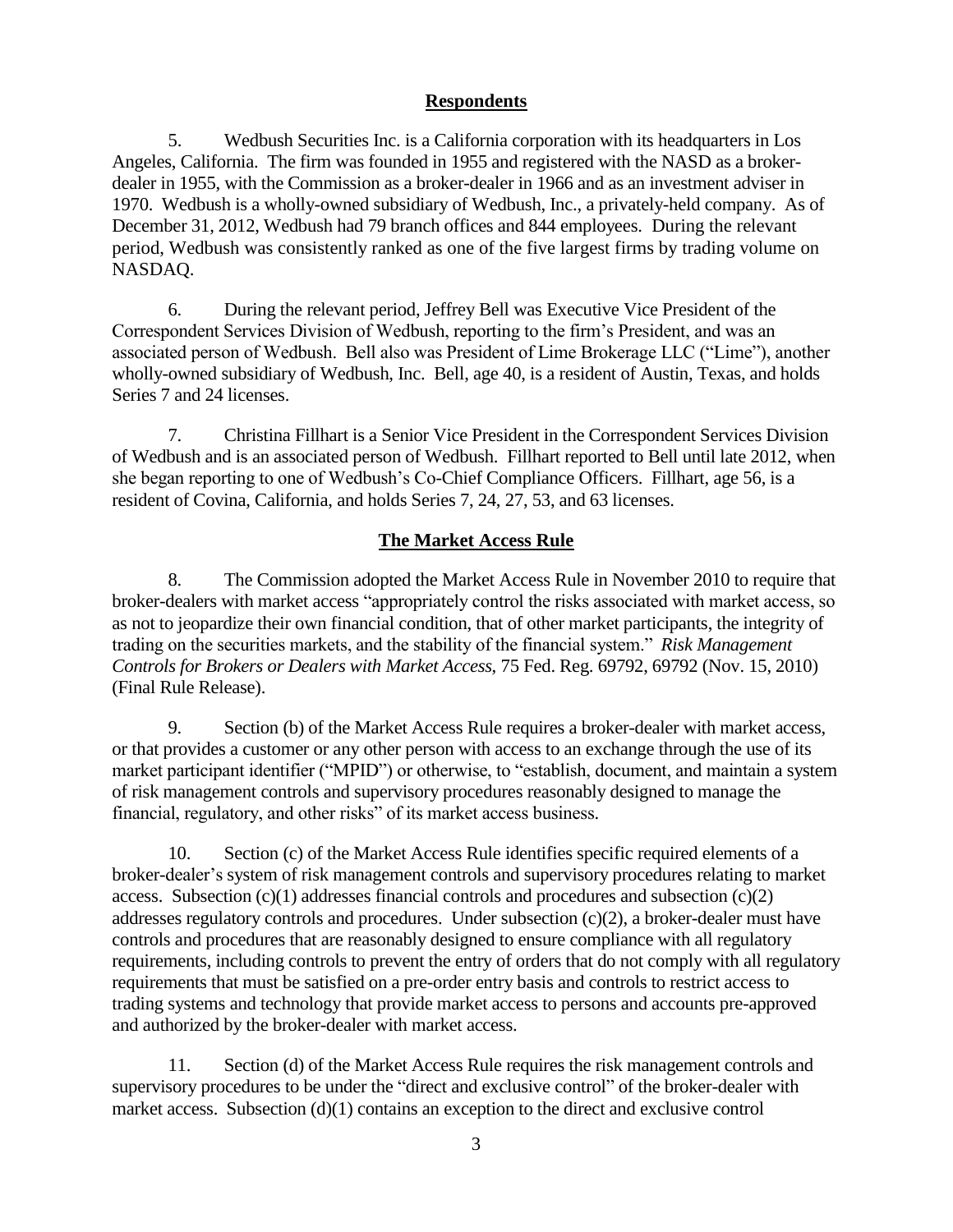## **Respondents**

5. Wedbush Securities Inc. is a California corporation with its headquarters in Los Angeles, California. The firm was founded in 1955 and registered with the NASD as a broker-dealer in 1955, with the Commission as a broker-dealer in 1966 and as an investment adviser in 1970. Wedbush is a wholly-owned subsidiary of Wedbush, Inc., a privately-held company. As of December 31, 2012, Wedbush had 79 branch offices and 844 employees. During the relevant period, Wedbush was consistently ranked as one of the five largest firms by trading volume on NASDAQ.

6. During the relevant period, Jeffrey Bell was Executive Vice President of the Correspondent Services Division of Wedbush, reporting to the firm's President, and was an associated person of Wedbush. Bell also was President of Lime Brokerage LLC ("Lime"), another wholly-owned subsidiary of Wedbush, Inc. Bell, age 40, is a resident of Austin, Texas, and holds Series 7 and 24 licenses.

7. Christina Fillhart is a Senior Vice President in the Correspondent Services Division of Wedbush and is an associated person of Wedbush. Fillhart reported to Bell until late 2012, when she began reporting to one of Wedbush's Co-Chief Compliance Officers. Fillhart, age 56, is a resident of Covina, California, and holds Series 7, 24, 27, 53, and 63 licenses.

## **The Market Access Rule**

8. The Commission adopted the Market Access Rule in November 2010 to require that broker-dealers with market access "appropriately control the risks associated with market access, so as not to jeopardize their own financial condition, that of other market participants, the integrity of trading on the securities markets, and the stability of the financial system." *Risk Management Controls for Brokers or Dealers with Market Access*, 75 Fed. Reg. 69792, 69792 (Nov. 15, 2010) (Final Rule Release).

9. Section (b) of the Market Access Rule requires a broker-dealer with market access, or that provides a customer or any other person with access to an exchange through the use of its market participant identifier ("MPID") or otherwise, to "establish, document, and maintain a system of risk management controls and supervisory procedures reasonably designed to manage the financial, regulatory, and other risks" of its market access business.

10. Section (c) of the Market Access Rule identifies specific required elements of a broker-dealer's system of risk management controls and supervisory procedures relating to market access. Subsection (c)(1) addresses financial controls and procedures and subsection (c)(2) addresses regulatory controls and procedures. Under subsection (c)(2), a broker-dealer must have controls and procedures that are reasonably designed to ensure compliance with all regulatory requirements, including controls to prevent the entry of orders that do not comply with all regulatory requirements that must be satisfied on a pre-order entry basis and controls to restrict access to trading systems and technology that provide market access to persons and accounts pre-approved and authorized by the broker-dealer with market access.

11. Section (d) of the Market Access Rule requires the risk management controls and supervisory procedures to be under the "direct and exclusive control" of the broker-dealer with market access. Subsection (d)(1) contains an exception to the direct and exclusive control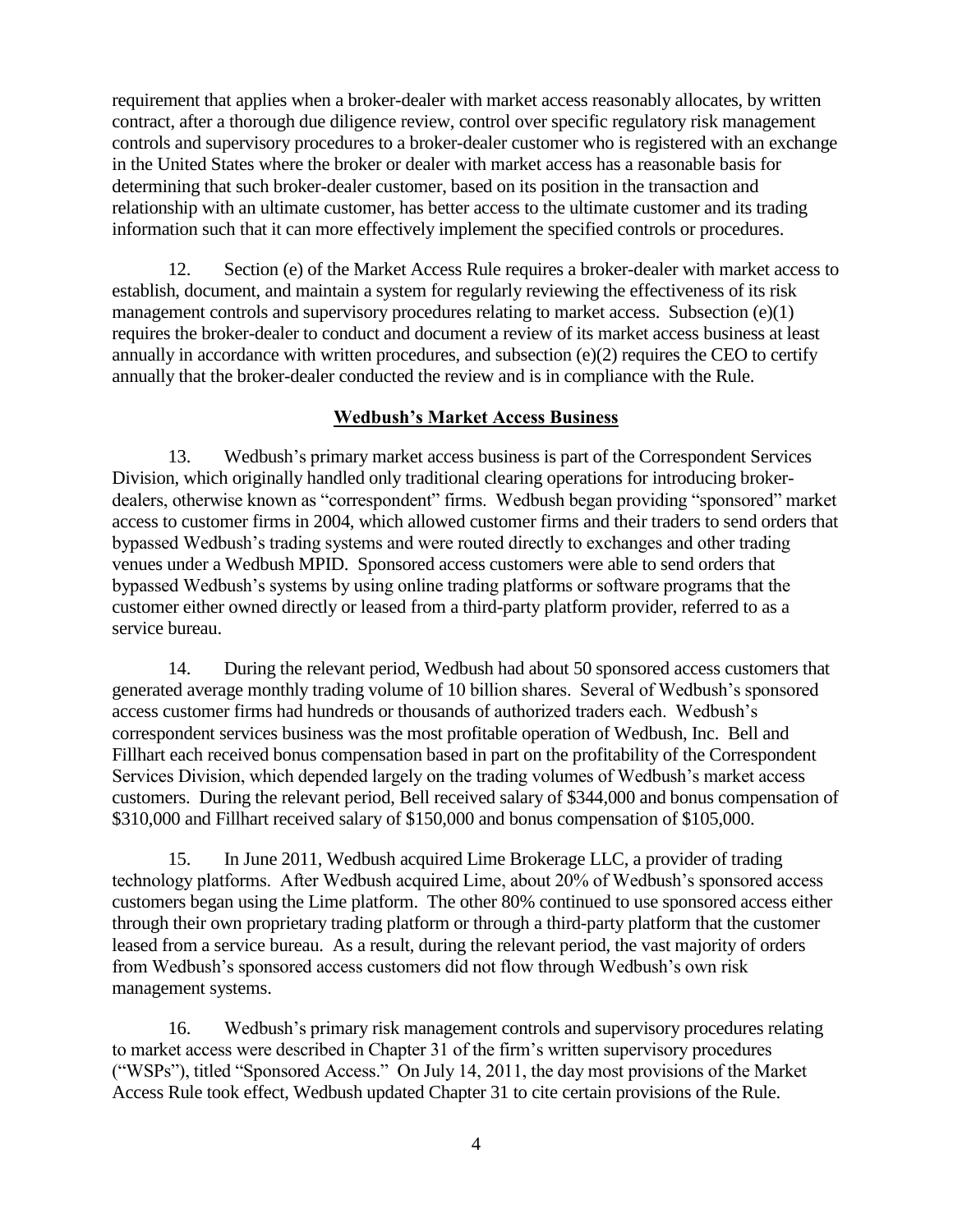requirement that applies when a broker-dealer with market access reasonably allocates, by written contract, after a thorough due diligence review, control over specific regulatory risk management controls and supervisory procedures to a broker-dealer customer who is registered with an exchange in the United States where the broker or dealer with market access has a reasonable basis for determining that such broker-dealer customer, based on its position in the transaction and relationship with an ultimate customer, has better access to the ultimate customer and its trading information such that it can more effectively implement the specified controls or procedures.

12. Section (e) of the Market Access Rule requires a broker-dealer with market access to establish, document, and maintain a system for regularly reviewing the effectiveness of its risk management controls and supervisory procedures relating to market access. Subsection (e)(1) requires the broker-dealer to conduct and document a review of its market access business at least annually in accordance with written procedures, and subsection (e)(2) requires the CEO to certify annually that the broker-dealer conducted the review and is in compliance with the Rule.

## Wedbush's Market Access Business

13. Wedbush's primary market access business is part of the Correspondent Services Division, which originally handled only traditional clearing operations for introducing broker-dealers, otherwise known as "correspondent" firms. Wedbush began providing "sponsored" market access to customer firms in 2004, which allowed customer firms and their traders to send orders that bypassed Wedbush's trading systems and were routed directly to exchanges and other trading venues under a Wedbush MPID. Sponsored access customers were able to send orders that bypassed Wedbush's systems by using online trading platforms or software programs that the customer either owned directly or leased from a third-party platform provider, referred to as a service bureau.

14. During the relevant period, Wedbush had about 50 sponsored access customers that generated average monthly trading volume of 10 billion shares. Several of Wedbush's sponsored access customer firms had hundreds or thousands of authorized traders each. Wedbush's correspondent services business was the most profitable operation of Wedbush, Inc. Bell and Fillhart each received bonus compensation based in part on the profitability of the Correspondent Services Division, which depended largely on the trading volumes of Wedbush's market access customers. During the relevant period, Bell received salary of $344,000 and bonus compensation of $310,000 and Fillhart received salary of $150,000 and bonus compensation of $105,000.

15. In June 2011, Wedbush acquired Lime Brokerage LLC, a provider of trading technology platforms. After Wedbush acquired Lime, about 20% of Wedbush's sponsored access customers began using the Lime platform. The other 80% continued to use sponsored access either through their own proprietary trading platform or through a third-party platform that the customer leased from a service bureau. As a result, during the relevant period, the vast majority of orders from Wedbush's sponsored access customers did not flow through Wedbush's own risk management systems.

16. Wedbush's primary risk management controls and supervisory procedures relating to market access were described in Chapter 31 of the firm's written supervisory procedures ("WSPs"), titled "Sponsored Access." On July 14, 2011, the day most provisions of the Market Access Rule took effect, Wedbush updated Chapter 31 to cite certain provisions of the Rule.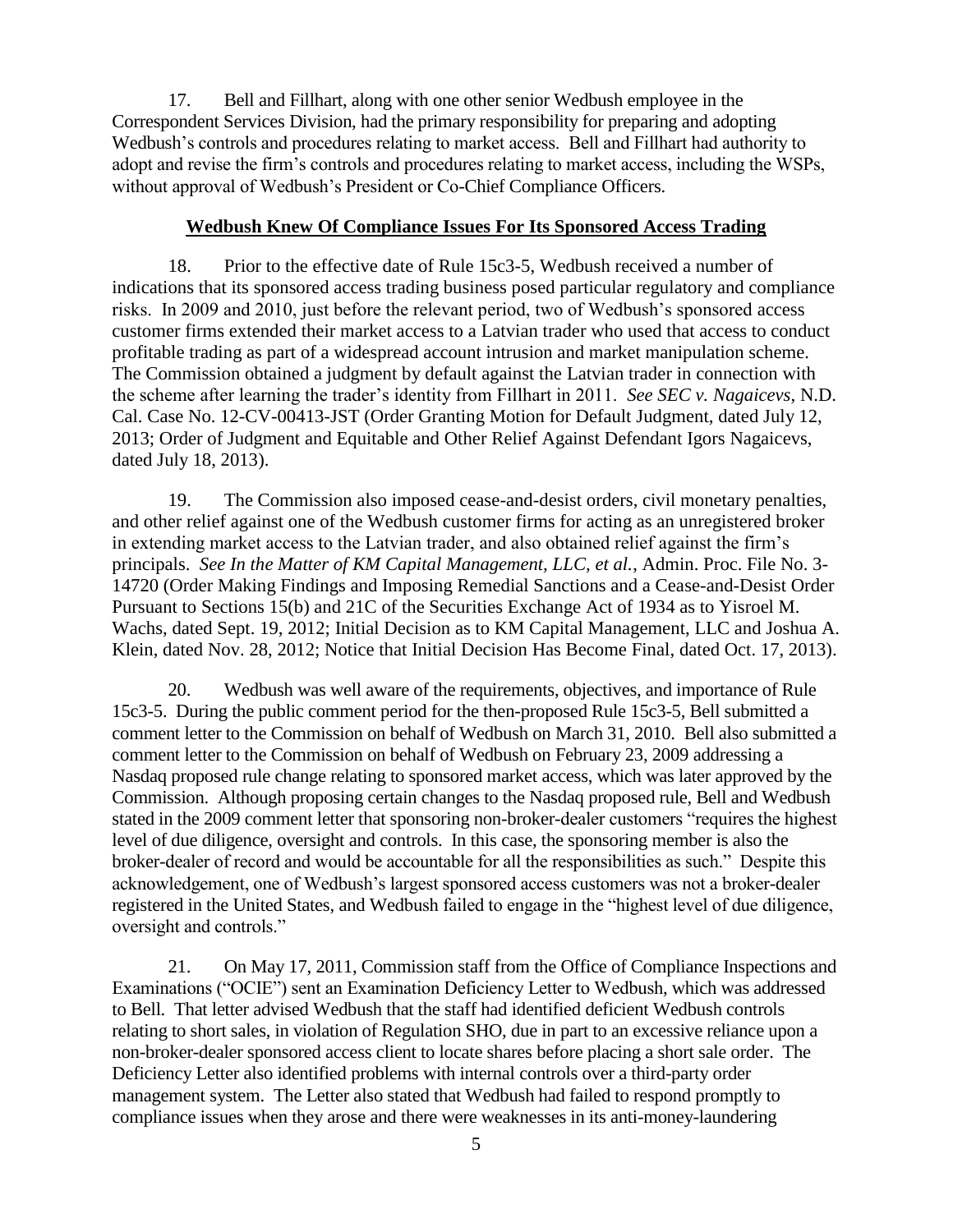17. Bell and Fillhart, along with one other senior Wedbush employee in the Correspondent Services Division, had the primary responsibility for preparing and adopting Wedbush's controls and procedures relating to market access. Bell and Fillhart had authority to adopt and revise the firm's controls and procedures relating to market access, including the WSPs, without approval of Wedbush's President or Co-Chief Compliance Officers.

**Wedbush Knew Of Compliance Issues For Its Sponsored Access Trading**

18. Prior to the effective date of Rule 15c3-5, Wedbush received a number of indications that its sponsored access trading business posed particular regulatory and compliance risks. In 2009 and 2010, just before the relevant period, two of Wedbush's sponsored access customer firms extended their market access to a Latvian trader who used that access to conduct profitable trading as part of a widespread account intrusion and market manipulation scheme. The Commission obtained a judgment by default against the Latvian trader in connection with the scheme after learning the trader's identity from Fillhart in 2011. *See SEC v. Nagaicevs*, N.D. Cal. Case No. 12-CV-00413-JST (Order Granting Motion for Default Judgment, dated July 12, 2013; Order of Judgment and Equitable and Other Relief Against Defendant Igors Nagaicevs, dated July 18, 2013).

19. The Commission also imposed cease-and-desist orders, civil monetary penalties, and other relief against one of the Wedbush customer firms for acting as an unregistered broker in extending market access to the Latvian trader, and also obtained relief against the firm's principals. *See In the Matter of KM Capital Management, LLC, et al.*, Admin. Proc. File No. 3-14720 (Order Making Findings and Imposing Remedial Sanctions and a Cease-and-Desist Order Pursuant to Sections 15(b) and 21C of the Securities Exchange Act of 1934 as to Yisroel M. Wachs, dated Sept. 19, 2012; Initial Decision as to KM Capital Management, LLC and Joshua A. Klein, dated Nov. 28, 2012; Notice that Initial Decision Has Become Final, dated Oct. 17, 2013).

20. Wedbush was well aware of the requirements, objectives, and importance of Rule 15c3-5. During the public comment period for the then-proposed Rule 15c3-5, Bell submitted a comment letter to the Commission on behalf of Wedbush on March 31, 2010. Bell also submitted a comment letter to the Commission on behalf of Wedbush on February 23, 2009 addressing a Nasdaq proposed rule change relating to sponsored market access, which was later approved by the Commission. Although proposing certain changes to the Nasdaq proposed rule, Bell and Wedbush stated in the 2009 comment letter that sponsoring non-broker-dealer customers "requires the highest level of due diligence, oversight and controls. In this case, the sponsoring member is also the broker-dealer of record and would be accountable for all the responsibilities as such." Despite this acknowledgement, one of Wedbush's largest sponsored access customers was not a broker-dealer registered in the United States, and Wedbush failed to engage in the "highest level of due diligence, oversight and controls."

21. On May 17, 2011, Commission staff from the Office of Compliance Inspections and Examinations ("OCIE") sent an Examination Deficiency Letter to Wedbush, which was addressed to Bell. That letter advised Wedbush that the staff had identified deficient Wedbush controls relating to short sales, in violation of Regulation SHO, due in part to an excessive reliance upon a non-broker-dealer sponsored access client to locate shares before placing a short sale order. The Deficiency Letter also identified problems with internal controls over a third-party order management system. The Letter also stated that Wedbush had failed to respond promptly to compliance issues when they arose and there were weaknesses in its anti-money-laundering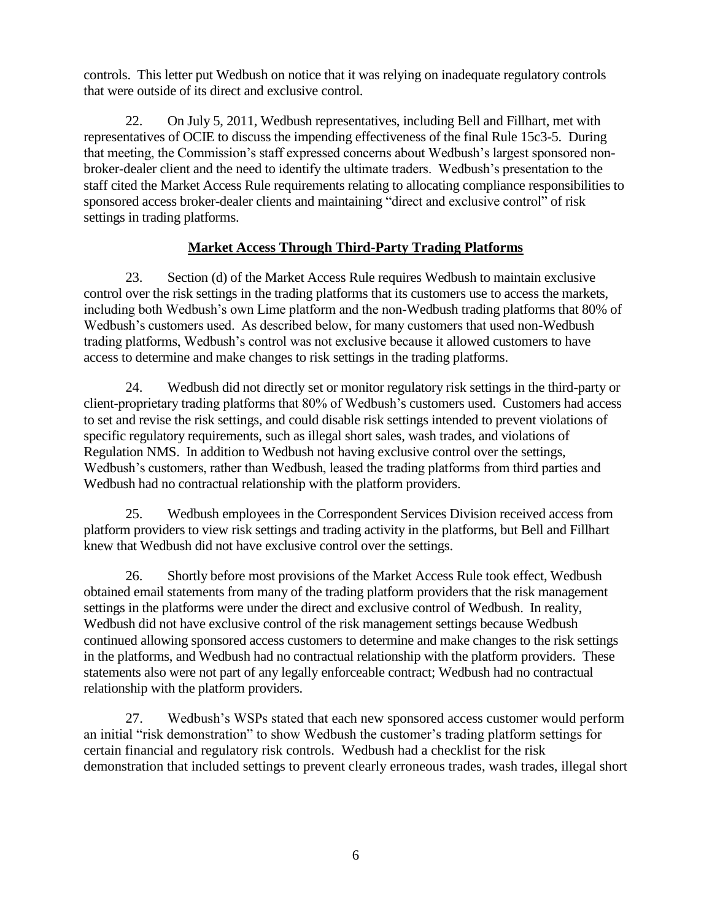controls. This letter put Wedbush on notice that it was relying on inadequate regulatory controls that were outside of its direct and exclusive control.

22. On July 5, 2011, Wedbush representatives, including Bell and Fillhart, met with representatives of OCIE to discuss the impending effectiveness of the final Rule 15c3-5. During that meeting, the Commission's staff expressed concerns about Wedbush's largest sponsored non-broker-dealer client and the need to identify the ultimate traders. Wedbush's presentation to the staff cited the Market Access Rule requirements relating to allocating compliance responsibilities to sponsored access broker-dealer clients and maintaining "direct and exclusive control" of risk settings in trading platforms.

## Market Access Through Third-Party Trading Platforms

23. Section (d) of the Market Access Rule requires Wedbush to maintain exclusive control over the risk settings in the trading platforms that its customers use to access the markets, including both Wedbush's own Lime platform and the non-Wedbush trading platforms that 80% of Wedbush's customers used. As described below, for many customers that used non-Wedbush trading platforms, Wedbush's control was not exclusive because it allowed customers to have access to determine and make changes to risk settings in the trading platforms.

24. Wedbush did not directly set or monitor regulatory risk settings in the third-party or client-proprietary trading platforms that 80% of Wedbush's customers used. Customers had access to set and revise the risk settings, and could disable risk settings intended to prevent violations of specific regulatory requirements, such as illegal short sales, wash trades, and violations of Regulation NMS. In addition to Wedbush not having exclusive control over the settings, Wedbush's customers, rather than Wedbush, leased the trading platforms from third parties and Wedbush had no contractual relationship with the platform providers.

25. Wedbush employees in the Correspondent Services Division received access from platform providers to view risk settings and trading activity in the platforms, but Bell and Fillhart knew that Wedbush did not have exclusive control over the settings.

26. Shortly before most provisions of the Market Access Rule took effect, Wedbush obtained email statements from many of the trading platform providers that the risk management settings in the platforms were under the direct and exclusive control of Wedbush. In reality, Wedbush did not have exclusive control of the risk management settings because Wedbush continued allowing sponsored access customers to determine and make changes to the risk settings in the platforms, and Wedbush had no contractual relationship with the platform providers. These statements also were not part of any legally enforceable contract; Wedbush had no contractual relationship with the platform providers.

27. Wedbush's WSPs stated that each new sponsored access customer would perform an initial "risk demonstration" to show Wedbush the customer's trading platform settings for certain financial and regulatory risk controls. Wedbush had a checklist for the risk demonstration that included settings to prevent clearly erroneous trades, wash trades, illegal short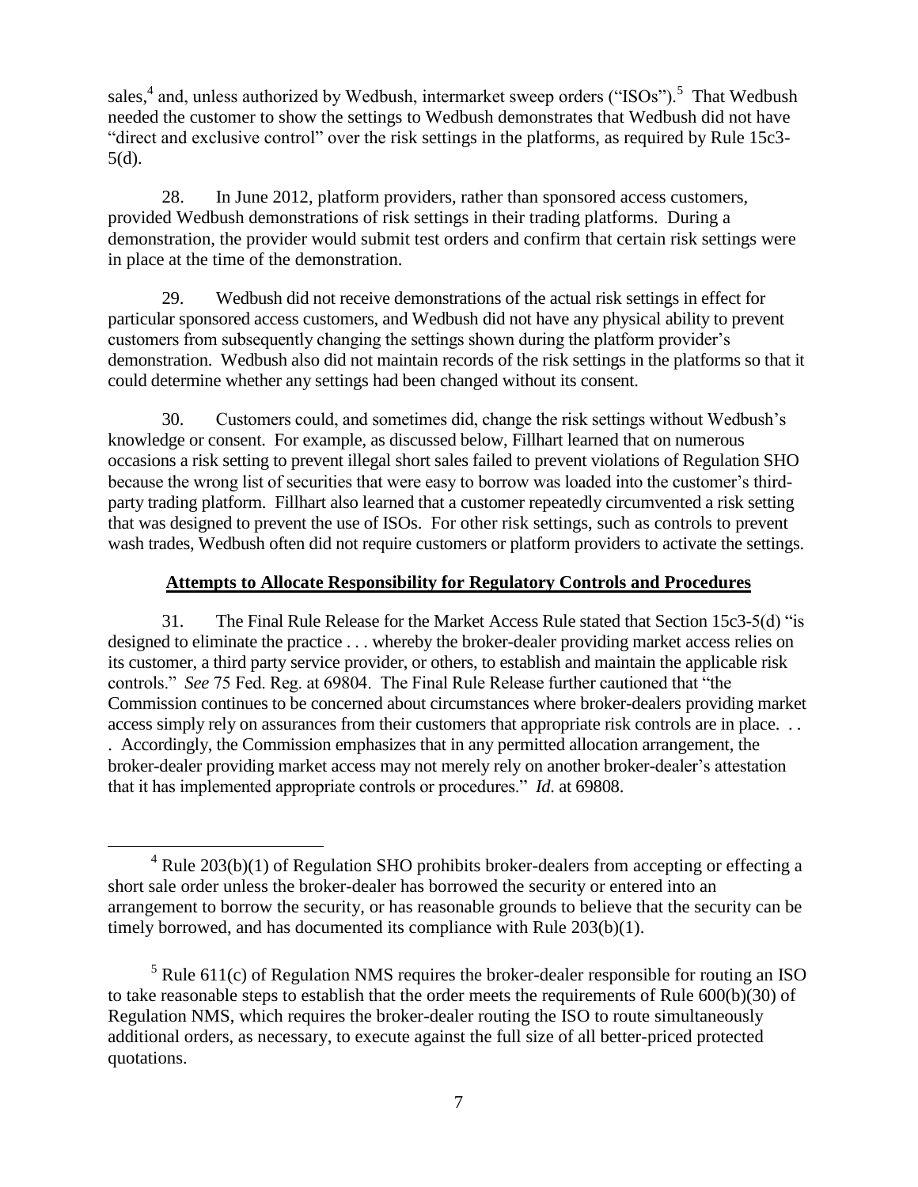sales,[4] and, unless authorized by Wedbush, intermarket sweep orders ("ISOs").[5] That Wedbush needed the customer to show the settings to Wedbush demonstrates that Wedbush did not have "direct and exclusive control" over the risk settings in the platforms, as required by Rule 15c3-5(d).

28. In June 2012, platform providers, rather than sponsored access customers, provided Wedbush demonstrations of risk settings in their trading platforms. During a demonstration, the provider would submit test orders and confirm that certain risk settings were in place at the time of the demonstration.

29. Wedbush did not receive demonstrations of the actual risk settings in effect for particular sponsored access customers, and Wedbush did not have any physical ability to prevent customers from subsequently changing the settings shown during the platform provider's demonstration. Wedbush also did not maintain records of the risk settings in the platforms so that it could determine whether any settings had been changed without its consent.

30. Customers could, and sometimes did, change the risk settings without Wedbush's knowledge or consent. For example, as discussed below, Fillhart learned that on numerous occasions a risk setting to prevent illegal short sales failed to prevent violations of Regulation SHO because the wrong list of securities that were easy to borrow was loaded into the customer's third-party trading platform. Fillhart also learned that a customer repeatedly circumvented a risk setting that was designed to prevent the use of ISOs. For other risk settings, such as controls to prevent wash trades, Wedbush often did not require customers or platform providers to activate the settings.

## Attempts to Allocate Responsibility for Regulatory Controls and Procedures

31. The Final Rule Release for the Market Access Rule stated that Section 15c3-5(d) "is designed to eliminate the practice . . . whereby the broker-dealer providing market access relies on its customer, a third party service provider, or others, to establish and maintain the applicable risk controls." *See* 75 Fed. Reg. at 69804. The Final Rule Release further cautioned that "the Commission continues to be concerned about circumstances where broker-dealers providing market access simply rely on assurances from their customers that appropriate risk controls are in place. . . . Accordingly, the Commission emphasizes that in any permitted allocation arrangement, the broker-dealer providing market access may not merely rely on another broker-dealer's attestation that it has implemented appropriate controls or procedures." *Id*. at 69808.

---

[4] Rule 203(b)(1) of Regulation SHO prohibits broker-dealers from accepting or effecting a short sale order unless the broker-dealer has borrowed the security or entered into an arrangement to borrow the security, or has reasonable grounds to believe that the security can be timely borrowed, and has documented its compliance with Rule 203(b)(1).

[5] Rule 611(c) of Regulation NMS requires the broker-dealer responsible for routing an ISO to take reasonable steps to establish that the order meets the requirements of Rule 600(b)(30) of Regulation NMS, which requires the broker-dealer routing the ISO to route simultaneously additional orders, as necessary, to execute against the full size of all better-priced protected quotations.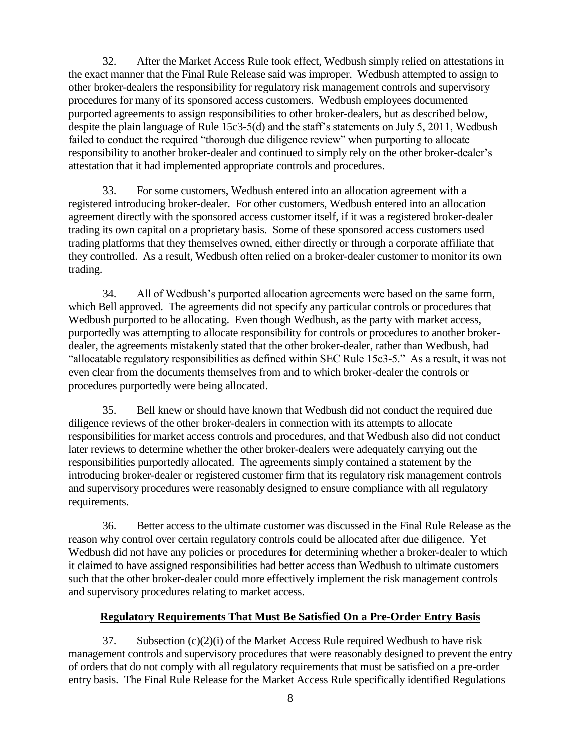32. After the Market Access Rule took effect, Wedbush simply relied on attestations in the exact manner that the Final Rule Release said was improper. Wedbush attempted to assign to other broker-dealers the responsibility for regulatory risk management controls and supervisory procedures for many of its sponsored access customers. Wedbush employees documented purported agreements to assign responsibilities to other broker-dealers, but as described below, despite the plain language of Rule 15c3-5(d) and the staff's statements on July 5, 2011, Wedbush failed to conduct the required "thorough due diligence review" when purporting to allocate responsibility to another broker-dealer and continued to simply rely on the other broker-dealer's attestation that it had implemented appropriate controls and procedures.

33. For some customers, Wedbush entered into an allocation agreement with a registered introducing broker-dealer. For other customers, Wedbush entered into an allocation agreement directly with the sponsored access customer itself, if it was a registered broker-dealer trading its own capital on a proprietary basis. Some of these sponsored access customers used trading platforms that they themselves owned, either directly or through a corporate affiliate that they controlled. As a result, Wedbush often relied on a broker-dealer customer to monitor its own trading.

34. All of Wedbush's purported allocation agreements were based on the same form, which Bell approved. The agreements did not specify any particular controls or procedures that Wedbush purported to be allocating. Even though Wedbush, as the party with market access, purportedly was attempting to allocate responsibility for controls or procedures to another broker-dealer, the agreements mistakenly stated that the other broker-dealer, rather than Wedbush, had "allocatable regulatory responsibilities as defined within SEC Rule 15c3-5." As a result, it was not even clear from the documents themselves from and to which broker-dealer the controls or procedures purportedly were being allocated.

35. Bell knew or should have known that Wedbush did not conduct the required due diligence reviews of the other broker-dealers in connection with its attempts to allocate responsibilities for market access controls and procedures, and that Wedbush also did not conduct later reviews to determine whether the other broker-dealers were adequately carrying out the responsibilities purportedly allocated. The agreements simply contained a statement by the introducing broker-dealer or registered customer firm that its regulatory risk management controls and supervisory procedures were reasonably designed to ensure compliance with all regulatory requirements.

36. Better access to the ultimate customer was discussed in the Final Rule Release as the reason why control over certain regulatory controls could be allocated after due diligence. Yet Wedbush did not have any policies or procedures for determining whether a broker-dealer to which it claimed to have assigned responsibilities had better access than Wedbush to ultimate customers such that the other broker-dealer could more effectively implement the risk management controls and supervisory procedures relating to market access.

## Regulatory Requirements That Must Be Satisfied On a Pre-Order Entry Basis

37. Subsection (c)(2)(i) of the Market Access Rule required Wedbush to have risk management controls and supervisory procedures that were reasonably designed to prevent the entry of orders that do not comply with all regulatory requirements that must be satisfied on a pre-order entry basis. The Final Rule Release for the Market Access Rule specifically identified Regulations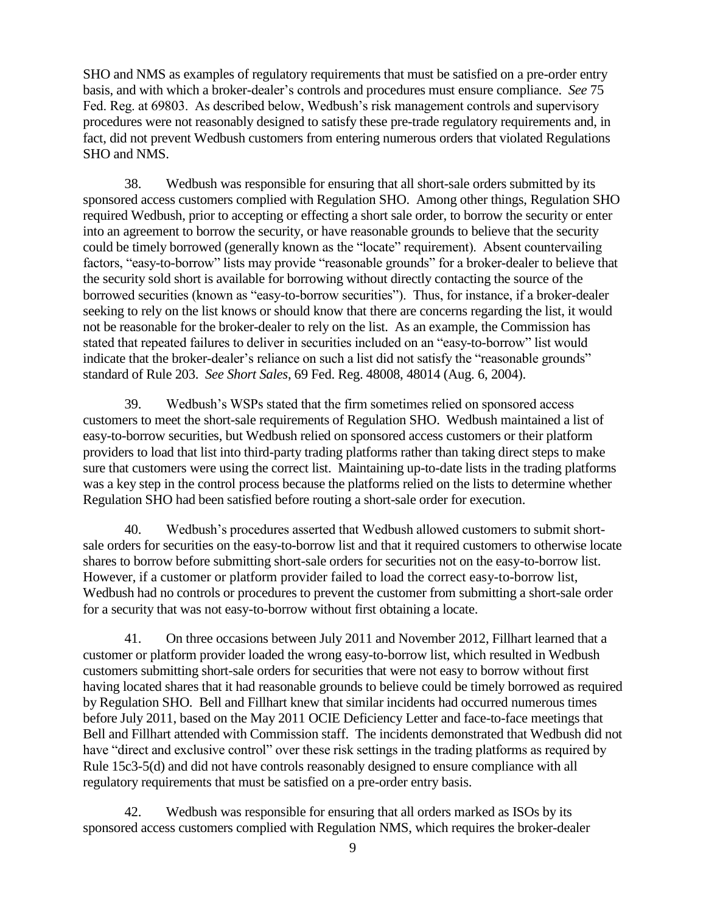SHO and NMS as examples of regulatory requirements that must be satisfied on a pre-order entry basis, and with which a broker-dealer's controls and procedures must ensure compliance. *See* 75 Fed. Reg. at 69803. As described below, Wedbush's risk management controls and supervisory procedures were not reasonably designed to satisfy these pre-trade regulatory requirements and, in fact, did not prevent Wedbush customers from entering numerous orders that violated Regulations SHO and NMS.

38. Wedbush was responsible for ensuring that all short-sale orders submitted by its sponsored access customers complied with Regulation SHO. Among other things, Regulation SHO required Wedbush, prior to accepting or effecting a short sale order, to borrow the security or enter into an agreement to borrow the security, or have reasonable grounds to believe that the security could be timely borrowed (generally known as the "locate" requirement). Absent countervailing factors, "easy-to-borrow" lists may provide "reasonable grounds" for a broker-dealer to believe that the security sold short is available for borrowing without directly contacting the source of the borrowed securities (known as "easy-to-borrow securities"). Thus, for instance, if a broker-dealer seeking to rely on the list knows or should know that there are concerns regarding the list, it would not be reasonable for the broker-dealer to rely on the list. As an example, the Commission has stated that repeated failures to deliver in securities included on an "easy-to-borrow" list would indicate that the broker-dealer's reliance on such a list did not satisfy the "reasonable grounds" standard of Rule 203. *See Short Sales*, 69 Fed. Reg. 48008, 48014 (Aug. 6, 2004).

39. Wedbush's WSPs stated that the firm sometimes relied on sponsored access customers to meet the short-sale requirements of Regulation SHO. Wedbush maintained a list of easy-to-borrow securities, but Wedbush relied on sponsored access customers or their platform providers to load that list into third-party trading platforms rather than taking direct steps to make sure that customers were using the correct list. Maintaining up-to-date lists in the trading platforms was a key step in the control process because the platforms relied on the lists to determine whether Regulation SHO had been satisfied before routing a short-sale order for execution.

40. Wedbush's procedures asserted that Wedbush allowed customers to submit short-sale orders for securities on the easy-to-borrow list and that it required customers to otherwise locate shares to borrow before submitting short-sale orders for securities not on the easy-to-borrow list. However, if a customer or platform provider failed to load the correct easy-to-borrow list, Wedbush had no controls or procedures to prevent the customer from submitting a short-sale order for a security that was not easy-to-borrow without first obtaining a locate.

41. On three occasions between July 2011 and November 2012, Fillhart learned that a customer or platform provider loaded the wrong easy-to-borrow list, which resulted in Wedbush customers submitting short-sale orders for securities that were not easy to borrow without first having located shares that it had reasonable grounds to believe could be timely borrowed as required by Regulation SHO. Bell and Fillhart knew that similar incidents had occurred numerous times before July 2011, based on the May 2011 OCIE Deficiency Letter and face-to-face meetings that Bell and Fillhart attended with Commission staff. The incidents demonstrated that Wedbush did not have "direct and exclusive control" over these risk settings in the trading platforms as required by Rule 15c3-5(d) and did not have controls reasonably designed to ensure compliance with all regulatory requirements that must be satisfied on a pre-order entry basis.

42. Wedbush was responsible for ensuring that all orders marked as ISOs by its sponsored access customers complied with Regulation NMS, which requires the broker-dealer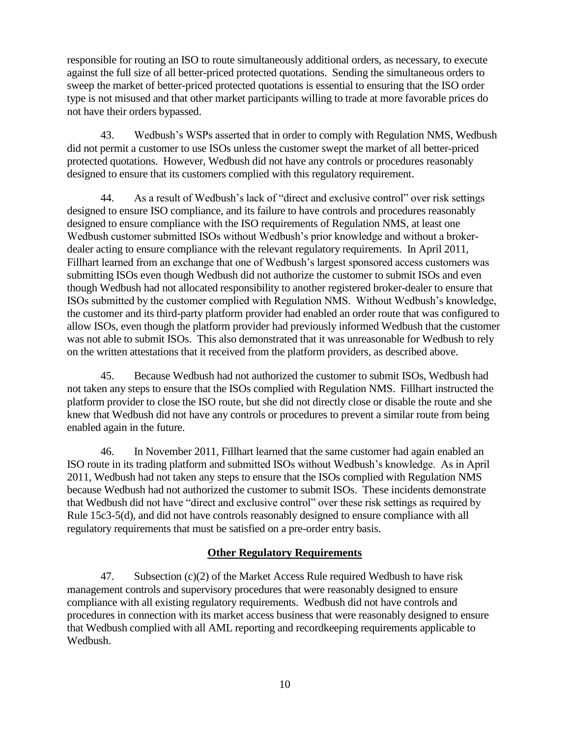responsible for routing an ISO to route simultaneously additional orders, as necessary, to execute against the full size of all better-priced protected quotations. Sending the simultaneous orders to sweep the market of better-priced protected quotations is essential to ensuring that the ISO order type is not misused and that other market participants willing to trade at more favorable prices do not have their orders bypassed.

43. Wedbush's WSPs asserted that in order to comply with Regulation NMS, Wedbush did not permit a customer to use ISOs unless the customer swept the market of all better-priced protected quotations. However, Wedbush did not have any controls or procedures reasonably designed to ensure that its customers complied with this regulatory requirement.

44. As a result of Wedbush's lack of "direct and exclusive control" over risk settings designed to ensure ISO compliance, and its failure to have controls and procedures reasonably designed to ensure compliance with the ISO requirements of Regulation NMS, at least one Wedbush customer submitted ISOs without Wedbush's prior knowledge and without a broker-dealer acting to ensure compliance with the relevant regulatory requirements. In April 2011, Fillhart learned from an exchange that one of Wedbush's largest sponsored access customers was submitting ISOs even though Wedbush did not authorize the customer to submit ISOs and even though Wedbush had not allocated responsibility to another registered broker-dealer to ensure that ISOs submitted by the customer complied with Regulation NMS. Without Wedbush's knowledge, the customer and its third-party platform provider had enabled an order route that was configured to allow ISOs, even though the platform provider had previously informed Wedbush that the customer was not able to submit ISOs. This also demonstrated that it was unreasonable for Wedbush to rely on the written attestations that it received from the platform providers, as described above.

45. Because Wedbush had not authorized the customer to submit ISOs, Wedbush had not taken any steps to ensure that the ISOs complied with Regulation NMS. Fillhart instructed the platform provider to close the ISO route, but she did not directly close or disable the route and she knew that Wedbush did not have any controls or procedures to prevent a similar route from being enabled again in the future.

46. In November 2011, Fillhart learned that the same customer had again enabled an ISO route in its trading platform and submitted ISOs without Wedbush's knowledge. As in April 2011, Wedbush had not taken any steps to ensure that the ISOs complied with Regulation NMS because Wedbush had not authorized the customer to submit ISOs. These incidents demonstrate that Wedbush did not have "direct and exclusive control" over these risk settings as required by Rule 15c3-5(d), and did not have controls reasonably designed to ensure compliance with all regulatory requirements that must be satisfied on a pre-order entry basis.

## Other Regulatory Requirements

47. Subsection (c)(2) of the Market Access Rule required Wedbush to have risk management controls and supervisory procedures that were reasonably designed to ensure compliance with all existing regulatory requirements. Wedbush did not have controls and procedures in connection with its market access business that were reasonably designed to ensure that Wedbush complied with all AML reporting and recordkeeping requirements applicable to Wedbush.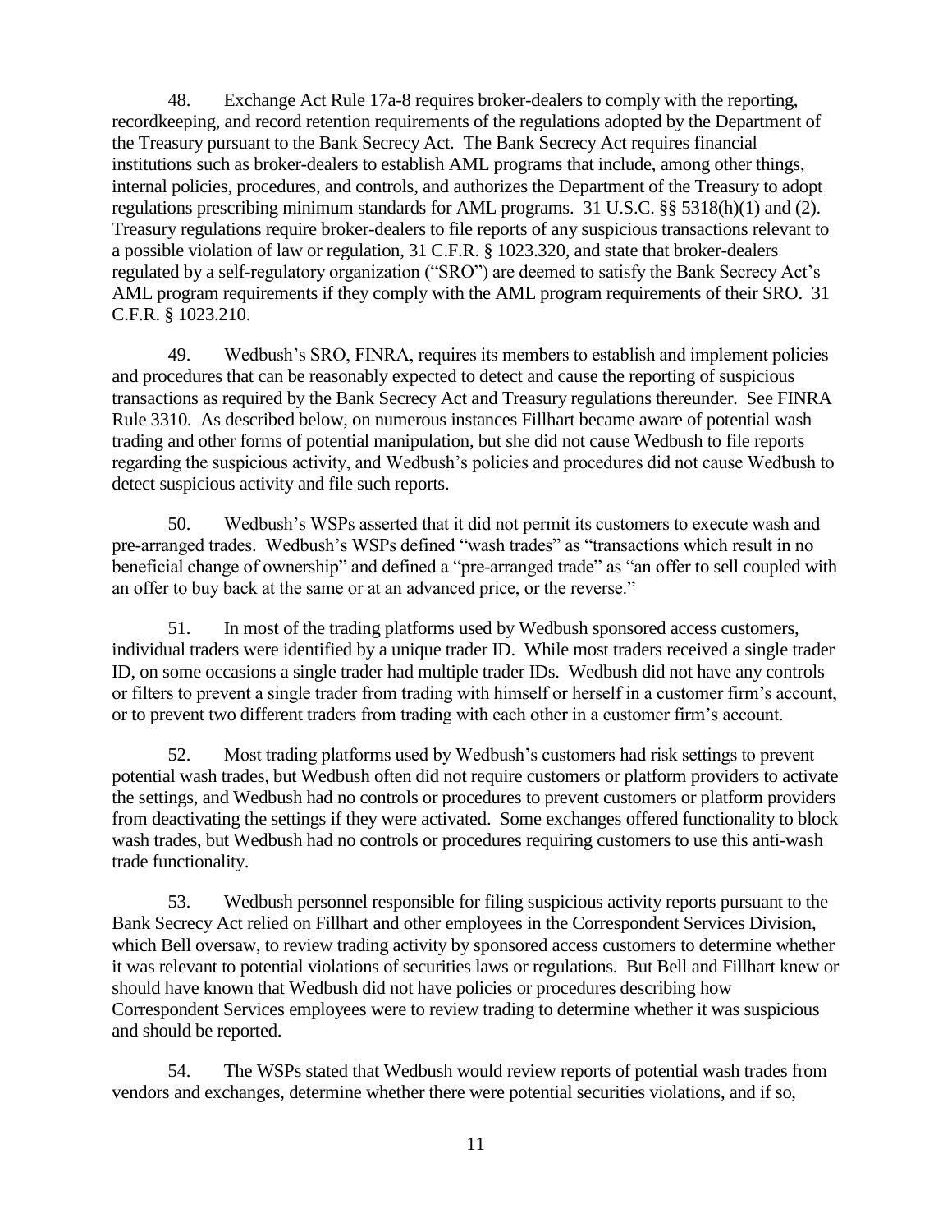48. Exchange Act Rule 17a-8 requires broker-dealers to comply with the reporting, recordkeeping, and record retention requirements of the regulations adopted by the Department of the Treasury pursuant to the Bank Secrecy Act. The Bank Secrecy Act requires financial institutions such as broker-dealers to establish AML programs that include, among other things, internal policies, procedures, and controls, and authorizes the Department of the Treasury to adopt regulations prescribing minimum standards for AML programs. 31 U.S.C. §§ 5318(h)(1) and (2). Treasury regulations require broker-dealers to file reports of any suspicious transactions relevant to a possible violation of law or regulation, 31 C.F.R. § 1023.320, and state that broker-dealers regulated by a self-regulatory organization ("SRO") are deemed to satisfy the Bank Secrecy Act's AML program requirements if they comply with the AML program requirements of their SRO. 31 C.F.R. § 1023.210.

49. Wedbush's SRO, FINRA, requires its members to establish and implement policies and procedures that can be reasonably expected to detect and cause the reporting of suspicious transactions as required by the Bank Secrecy Act and Treasury regulations thereunder. See FINRA Rule 3310. As described below, on numerous instances Fillhart became aware of potential wash trading and other forms of potential manipulation, but she did not cause Wedbush to file reports regarding the suspicious activity, and Wedbush's policies and procedures did not cause Wedbush to detect suspicious activity and file such reports.

50. Wedbush's WSPs asserted that it did not permit its customers to execute wash and pre-arranged trades. Wedbush's WSPs defined "wash trades" as "transactions which result in no beneficial change of ownership" and defined a "pre-arranged trade" as "an offer to sell coupled with an offer to buy back at the same or at an advanced price, or the reverse."

51. In most of the trading platforms used by Wedbush sponsored access customers, individual traders were identified by a unique trader ID. While most traders received a single trader ID, on some occasions a single trader had multiple trader IDs. Wedbush did not have any controls or filters to prevent a single trader from trading with himself or herself in a customer firm's account, or to prevent two different traders from trading with each other in a customer firm's account.

52. Most trading platforms used by Wedbush's customers had risk settings to prevent potential wash trades, but Wedbush often did not require customers or platform providers to activate the settings, and Wedbush had no controls or procedures to prevent customers or platform providers from deactivating the settings if they were activated. Some exchanges offered functionality to block wash trades, but Wedbush had no controls or procedures requiring customers to use this anti-wash trade functionality.

53. Wedbush personnel responsible for filing suspicious activity reports pursuant to the Bank Secrecy Act relied on Fillhart and other employees in the Correspondent Services Division, which Bell oversaw, to review trading activity by sponsored access customers to determine whether it was relevant to potential violations of securities laws or regulations. But Bell and Fillhart knew or should have known that Wedbush did not have policies or procedures describing how Correspondent Services employees were to review trading to determine whether it was suspicious and should be reported.

54. The WSPs stated that Wedbush would review reports of potential wash trades from vendors and exchanges, determine whether there were potential securities violations, and if so,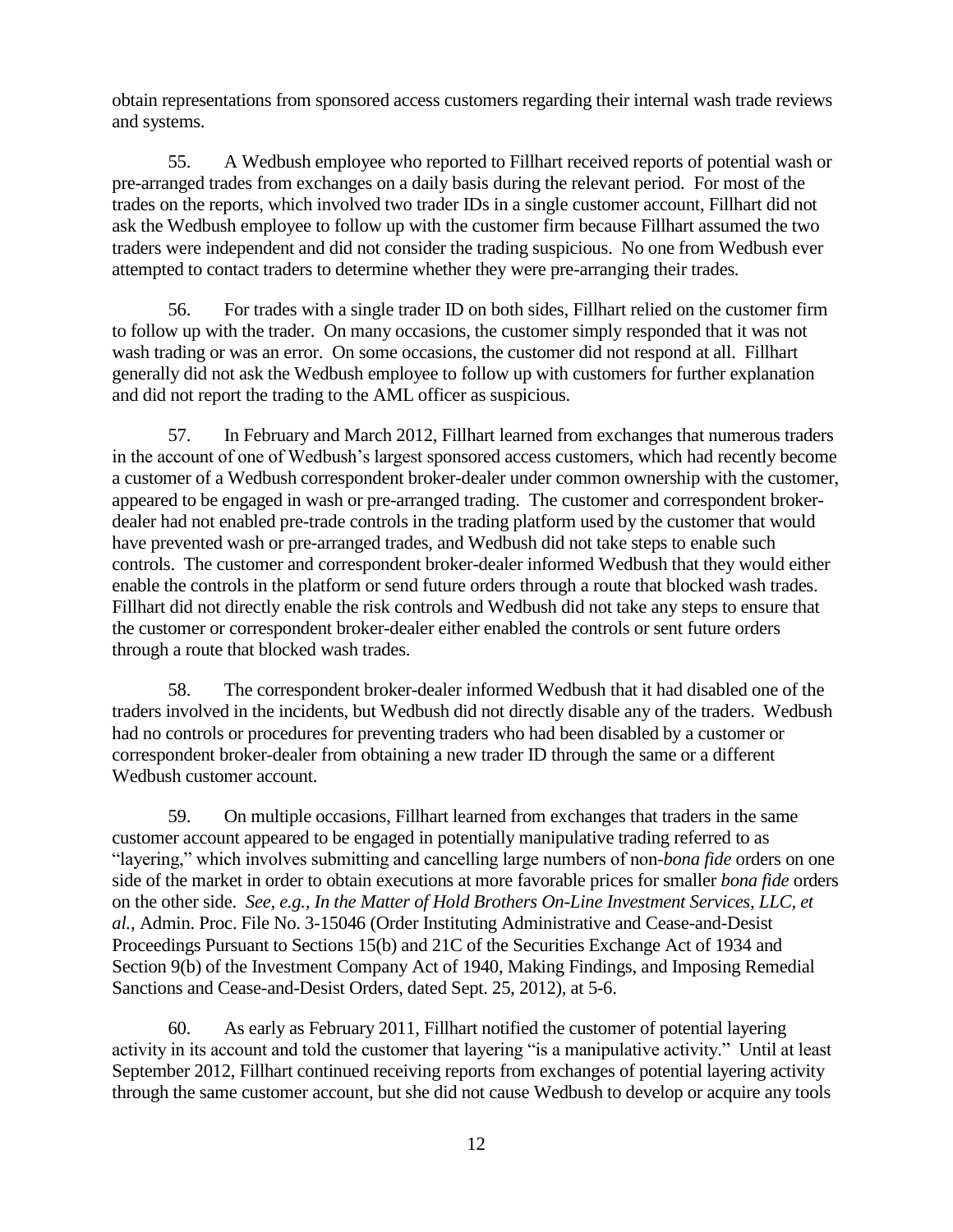obtain representations from sponsored access customers regarding their internal wash trade reviews and systems.

55. A Wedbush employee who reported to Fillhart received reports of potential wash or pre-arranged trades from exchanges on a daily basis during the relevant period. For most of the trades on the reports, which involved two trader IDs in a single customer account, Fillhart did not ask the Wedbush employee to follow up with the customer firm because Fillhart assumed the two traders were independent and did not consider the trading suspicious. No one from Wedbush ever attempted to contact traders to determine whether they were pre-arranging their trades.

56. For trades with a single trader ID on both sides, Fillhart relied on the customer firm to follow up with the trader. On many occasions, the customer simply responded that it was not wash trading or was an error. On some occasions, the customer did not respond at all. Fillhart generally did not ask the Wedbush employee to follow up with customers for further explanation and did not report the trading to the AML officer as suspicious.

57. In February and March 2012, Fillhart learned from exchanges that numerous traders in the account of one of Wedbush's largest sponsored access customers, which had recently become a customer of a Wedbush correspondent broker-dealer under common ownership with the customer, appeared to be engaged in wash or pre-arranged trading. The customer and correspondent broker-dealer had not enabled pre-trade controls in the trading platform used by the customer that would have prevented wash or pre-arranged trades, and Wedbush did not take steps to enable such controls. The customer and correspondent broker-dealer informed Wedbush that they would either enable the controls in the platform or send future orders through a route that blocked wash trades. Fillhart did not directly enable the risk controls and Wedbush did not take any steps to ensure that the customer or correspondent broker-dealer either enabled the controls or sent future orders through a route that blocked wash trades.

58. The correspondent broker-dealer informed Wedbush that it had disabled one of the traders involved in the incidents, but Wedbush did not directly disable any of the traders. Wedbush had no controls or procedures for preventing traders who had been disabled by a customer or correspondent broker-dealer from obtaining a new trader ID through the same or a different Wedbush customer account.

59. On multiple occasions, Fillhart learned from exchanges that traders in the same customer account appeared to be engaged in potentially manipulative trading referred to as "layering," which involves submitting and cancelling large numbers of non-*bona fide* orders on one side of the market in order to obtain executions at more favorable prices for smaller *bona fide* orders on the other side. *See, e.g., In the Matter of Hold Brothers On-Line Investment Services, LLC, et al.*, Admin. Proc. File No. 3-15046 (Order Instituting Administrative and Cease-and-Desist Proceedings Pursuant to Sections 15(b) and 21C of the Securities Exchange Act of 1934 and Section 9(b) of the Investment Company Act of 1940, Making Findings, and Imposing Remedial Sanctions and Cease-and-Desist Orders, dated Sept. 25, 2012), at 5-6.

60. As early as February 2011, Fillhart notified the customer of potential layering activity in its account and told the customer that layering "is a manipulative activity." Until at least September 2012, Fillhart continued receiving reports from exchanges of potential layering activity through the same customer account, but she did not cause Wedbush to develop or acquire any tools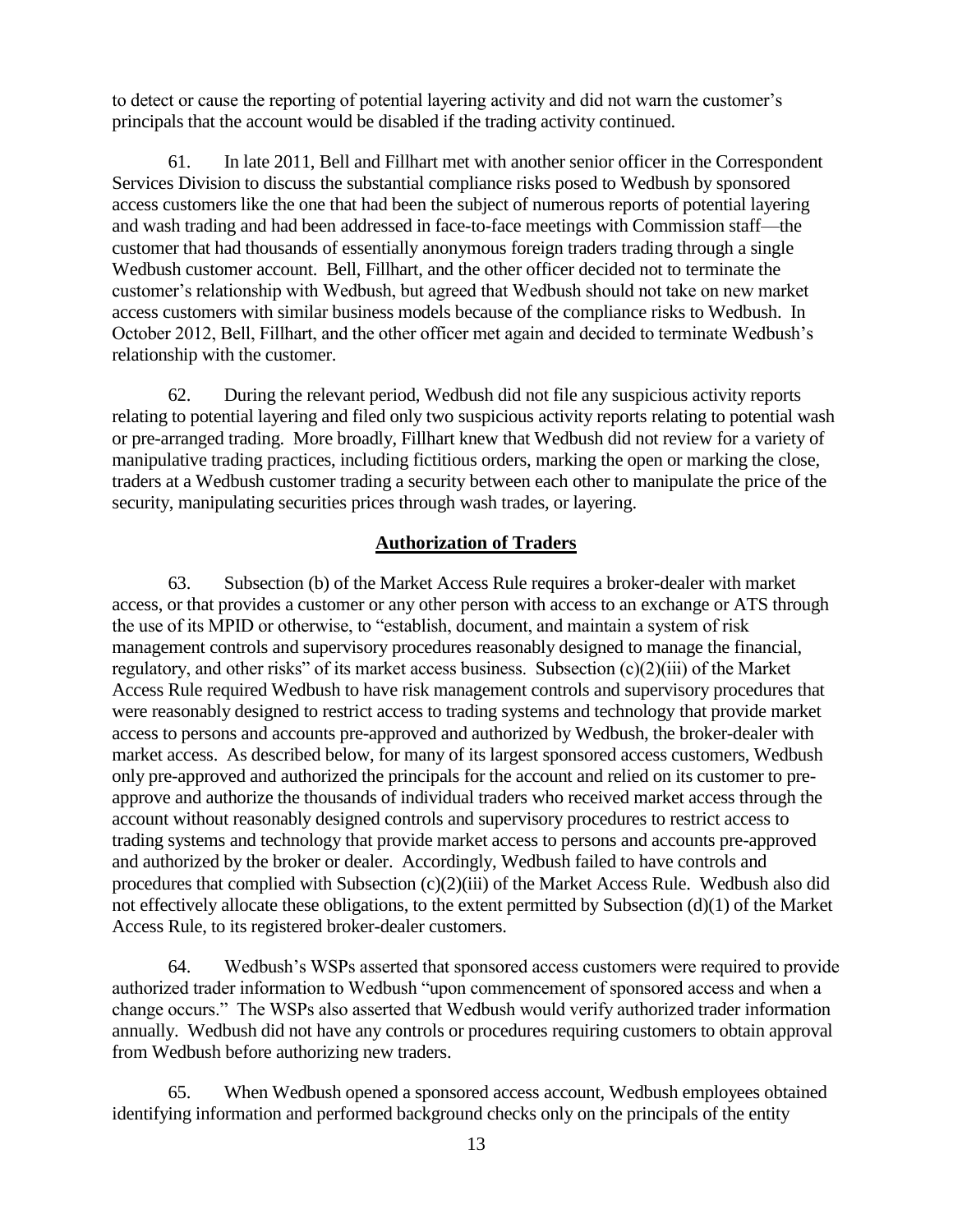to detect or cause the reporting of potential layering activity and did not warn the customer's principals that the account would be disabled if the trading activity continued.

61. In late 2011, Bell and Fillhart met with another senior officer in the Correspondent Services Division to discuss the substantial compliance risks posed to Wedbush by sponsored access customers like the one that had been the subject of numerous reports of potential layering and wash trading and had been addressed in face-to-face meetings with Commission staff—the customer that had thousands of essentially anonymous foreign traders trading through a single Wedbush customer account. Bell, Fillhart, and the other officer decided not to terminate the customer's relationship with Wedbush, but agreed that Wedbush should not take on new market access customers with similar business models because of the compliance risks to Wedbush. In October 2012, Bell, Fillhart, and the other officer met again and decided to terminate Wedbush's relationship with the customer.

62. During the relevant period, Wedbush did not file any suspicious activity reports relating to potential layering and filed only two suspicious activity reports relating to potential wash or pre-arranged trading. More broadly, Fillhart knew that Wedbush did not review for a variety of manipulative trading practices, including fictitious orders, marking the open or marking the close, traders at a Wedbush customer trading a security between each other to manipulate the price of the security, manipulating securities prices through wash trades, or layering.

## Authorization of Traders

63. Subsection (b) of the Market Access Rule requires a broker-dealer with market access, or that provides a customer or any other person with access to an exchange or ATS through the use of its MPID or otherwise, to "establish, document, and maintain a system of risk management controls and supervisory procedures reasonably designed to manage the financial, regulatory, and other risks" of its market access business. Subsection (c)(2)(iii) of the Market Access Rule required Wedbush to have risk management controls and supervisory procedures that were reasonably designed to restrict access to trading systems and technology that provide market access to persons and accounts pre-approved and authorized by Wedbush, the broker-dealer with market access. As described below, for many of its largest sponsored access customers, Wedbush only pre-approved and authorized the principals for the account and relied on its customer to pre-approve and authorize the thousands of individual traders who received market access through the account without reasonably designed controls and supervisory procedures to restrict access to trading systems and technology that provide market access to persons and accounts pre-approved and authorized by the broker or dealer. Accordingly, Wedbush failed to have controls and procedures that complied with Subsection (c)(2)(iii) of the Market Access Rule. Wedbush also did not effectively allocate these obligations, to the extent permitted by Subsection (d)(1) of the Market Access Rule, to its registered broker-dealer customers.

64. Wedbush's WSPs asserted that sponsored access customers were required to provide authorized trader information to Wedbush "upon commencement of sponsored access and when a change occurs." The WSPs also asserted that Wedbush would verify authorized trader information annually. Wedbush did not have any controls or procedures requiring customers to obtain approval from Wedbush before authorizing new traders.

65. When Wedbush opened a sponsored access account, Wedbush employees obtained identifying information and performed background checks only on the principals of the entity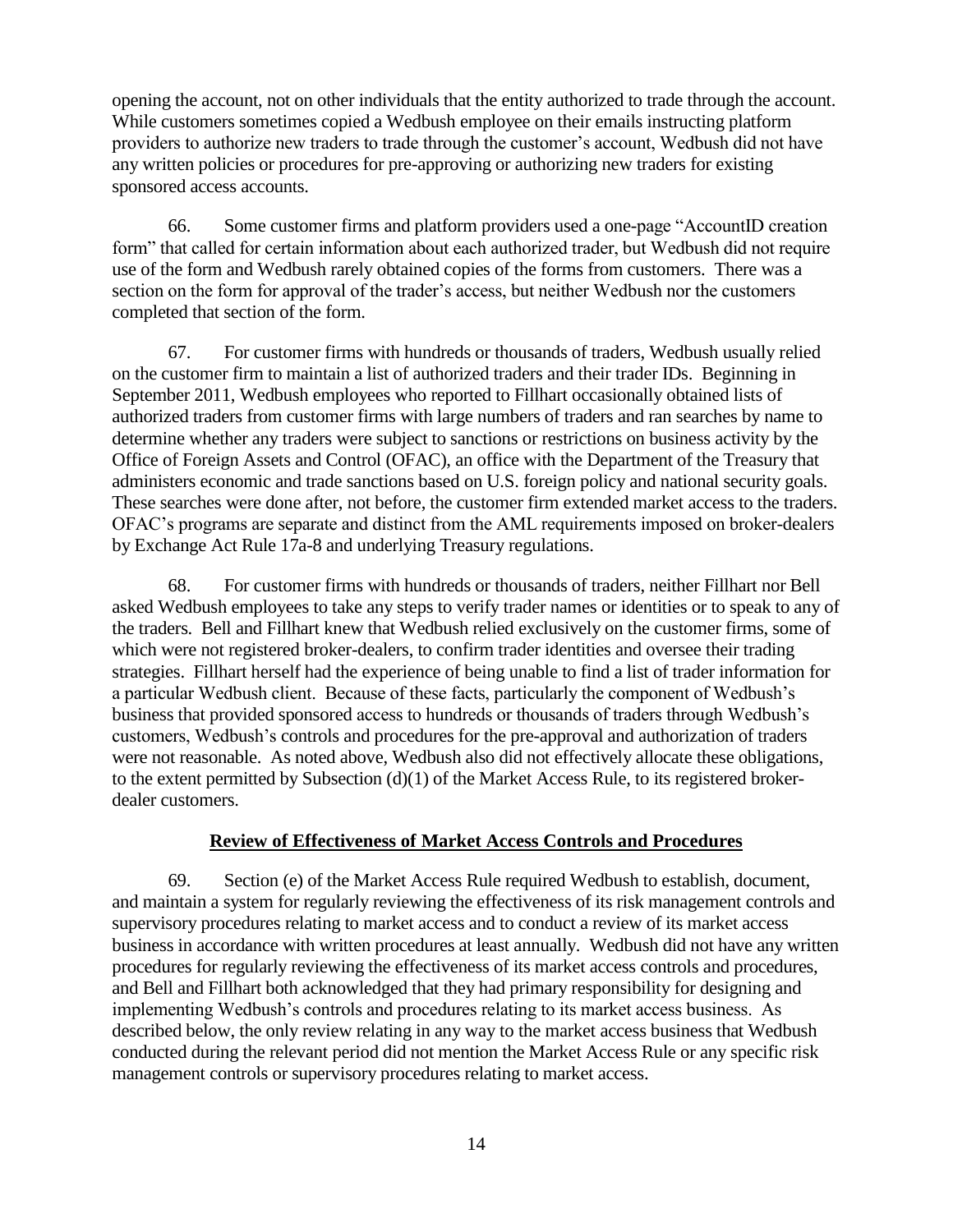opening the account, not on other individuals that the entity authorized to trade through the account. While customers sometimes copied a Wedbush employee on their emails instructing platform providers to authorize new traders to trade through the customer's account, Wedbush did not have any written policies or procedures for pre-approving or authorizing new traders for existing sponsored access accounts.

66. Some customer firms and platform providers used a one-page "AccountID creation form" that called for certain information about each authorized trader, but Wedbush did not require use of the form and Wedbush rarely obtained copies of the forms from customers. There was a section on the form for approval of the trader's access, but neither Wedbush nor the customers completed that section of the form.

67. For customer firms with hundreds or thousands of traders, Wedbush usually relied on the customer firm to maintain a list of authorized traders and their trader IDs. Beginning in September 2011, Wedbush employees who reported to Fillhart occasionally obtained lists of authorized traders from customer firms with large numbers of traders and ran searches by name to determine whether any traders were subject to sanctions or restrictions on business activity by the Office of Foreign Assets and Control (OFAC), an office with the Department of the Treasury that administers economic and trade sanctions based on U.S. foreign policy and national security goals. These searches were done after, not before, the customer firm extended market access to the traders. OFAC's programs are separate and distinct from the AML requirements imposed on broker-dealers by Exchange Act Rule 17a-8 and underlying Treasury regulations.

68. For customer firms with hundreds or thousands of traders, neither Fillhart nor Bell asked Wedbush employees to take any steps to verify trader names or identities or to speak to any of the traders. Bell and Fillhart knew that Wedbush relied exclusively on the customer firms, some of which were not registered broker-dealers, to confirm trader identities and oversee their trading strategies. Fillhart herself had the experience of being unable to find a list of trader information for a particular Wedbush client. Because of these facts, particularly the component of Wedbush's business that provided sponsored access to hundreds or thousands of traders through Wedbush's customers, Wedbush's controls and procedures for the pre-approval and authorization of traders were not reasonable. As noted above, Wedbush also did not effectively allocate these obligations, to the extent permitted by Subsection (d)(1) of the Market Access Rule, to its registered broker-dealer customers.

## Review of Effectiveness of Market Access Controls and Procedures

69. Section (e) of the Market Access Rule required Wedbush to establish, document, and maintain a system for regularly reviewing the effectiveness of its risk management controls and supervisory procedures relating to market access and to conduct a review of its market access business in accordance with written procedures at least annually. Wedbush did not have any written procedures for regularly reviewing the effectiveness of its market access controls and procedures, and Bell and Fillhart both acknowledged that they had primary responsibility for designing and implementing Wedbush's controls and procedures relating to its market access business. As described below, the only review relating in any way to the market access business that Wedbush conducted during the relevant period did not mention the Market Access Rule or any specific risk management controls or supervisory procedures relating to market access.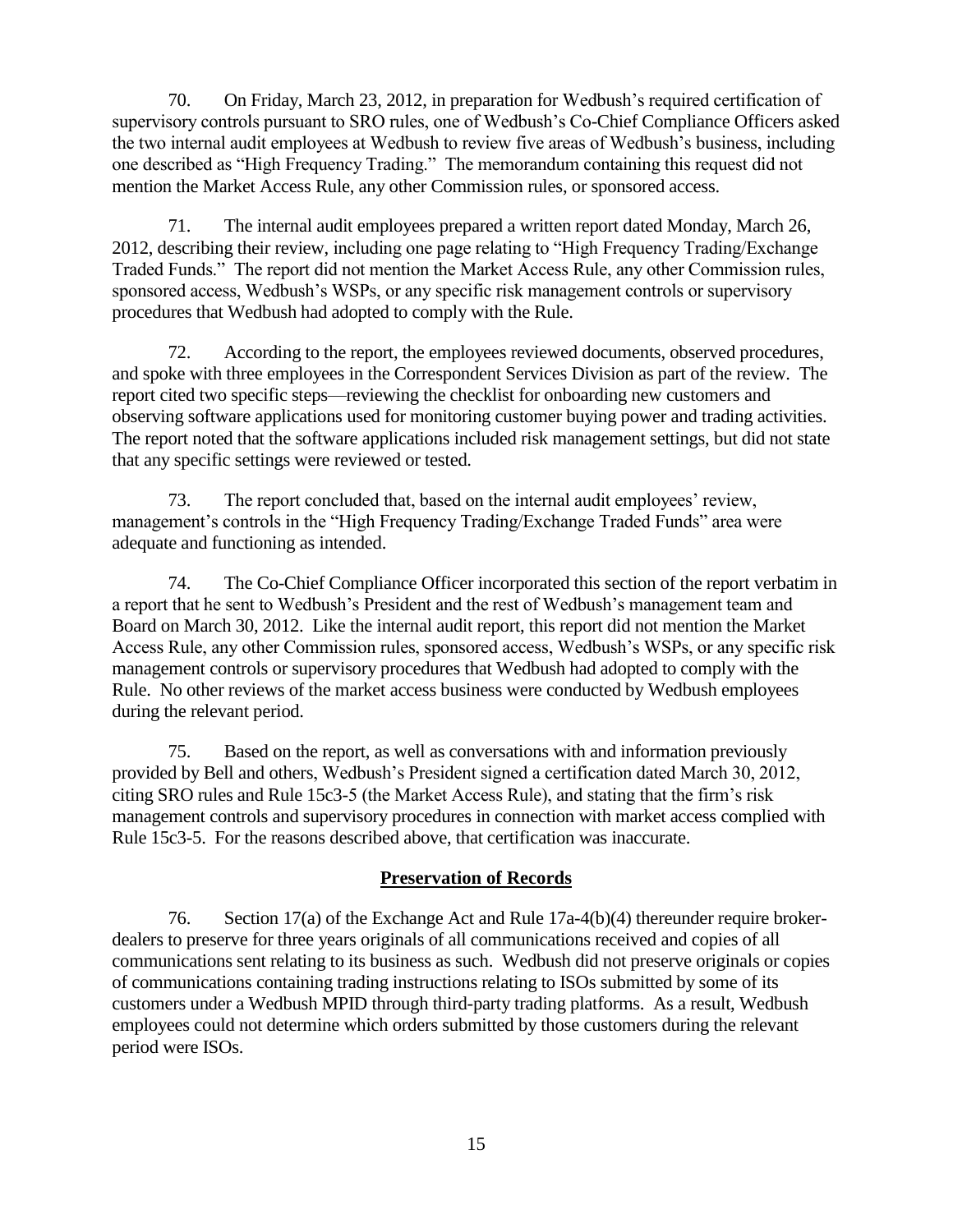70. On Friday, March 23, 2012, in preparation for Wedbush's required certification of supervisory controls pursuant to SRO rules, one of Wedbush's Co-Chief Compliance Officers asked the two internal audit employees at Wedbush to review five areas of Wedbush's business, including one described as "High Frequency Trading." The memorandum containing this request did not mention the Market Access Rule, any other Commission rules, or sponsored access.

71. The internal audit employees prepared a written report dated Monday, March 26, 2012, describing their review, including one page relating to "High Frequency Trading/Exchange Traded Funds." The report did not mention the Market Access Rule, any other Commission rules, sponsored access, Wedbush's WSPs, or any specific risk management controls or supervisory procedures that Wedbush had adopted to comply with the Rule.

72. According to the report, the employees reviewed documents, observed procedures, and spoke with three employees in the Correspondent Services Division as part of the review. The report cited two specific steps—reviewing the checklist for onboarding new customers and observing software applications used for monitoring customer buying power and trading activities. The report noted that the software applications included risk management settings, but did not state that any specific settings were reviewed or tested.

73. The report concluded that, based on the internal audit employees' review, management's controls in the "High Frequency Trading/Exchange Traded Funds" area were adequate and functioning as intended.

74. The Co-Chief Compliance Officer incorporated this section of the report verbatim in a report that he sent to Wedbush's President and the rest of Wedbush's management team and Board on March 30, 2012. Like the internal audit report, this report did not mention the Market Access Rule, any other Commission rules, sponsored access, Wedbush's WSPs, or any specific risk management controls or supervisory procedures that Wedbush had adopted to comply with the Rule. No other reviews of the market access business were conducted by Wedbush employees during the relevant period.

75. Based on the report, as well as conversations with and information previously provided by Bell and others, Wedbush's President signed a certification dated March 30, 2012, citing SRO rules and Rule 15c3-5 (the Market Access Rule), and stating that the firm's risk management controls and supervisory procedures in connection with market access complied with Rule 15c3-5. For the reasons described above, that certification was inaccurate.

## **Preservation of Records**

76. Section 17(a) of the Exchange Act and Rule 17a-4(b)(4) thereunder require broker-dealers to preserve for three years originals of all communications received and copies of all communications sent relating to its business as such. Wedbush did not preserve originals or copies of communications containing trading instructions relating to ISOs submitted by some of its customers under a Wedbush MPID through third-party trading platforms. As a result, Wedbush employees could not determine which orders submitted by those customers during the relevant period were ISOs.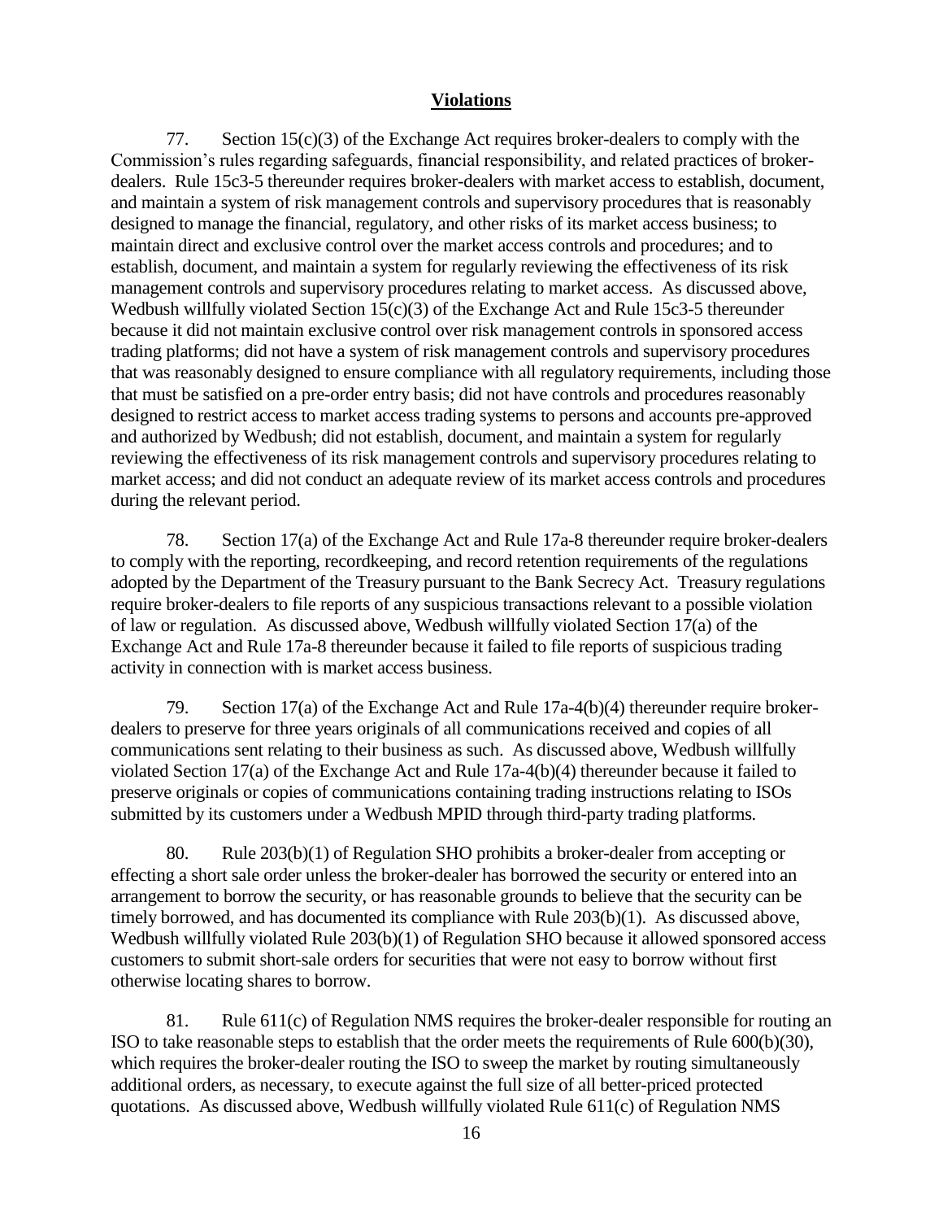## Violations

77. Section 15(c)(3) of the Exchange Act requires broker-dealers to comply with the Commission's rules regarding safeguards, financial responsibility, and related practices of broker-dealers. Rule 15c3-5 thereunder requires broker-dealers with market access to establish, document, and maintain a system of risk management controls and supervisory procedures that is reasonably designed to manage the financial, regulatory, and other risks of its market access business; to maintain direct and exclusive control over the market access controls and procedures; and to establish, document, and maintain a system for regularly reviewing the effectiveness of its risk management controls and supervisory procedures relating to market access. As discussed above, Wedbush willfully violated Section 15(c)(3) of the Exchange Act and Rule 15c3-5 thereunder because it did not maintain exclusive control over risk management controls in sponsored access trading platforms; did not have a system of risk management controls and supervisory procedures that was reasonably designed to ensure compliance with all regulatory requirements, including those that must be satisfied on a pre-order entry basis; did not have controls and procedures reasonably designed to restrict access to market access trading systems to persons and accounts pre-approved and authorized by Wedbush; did not establish, document, and maintain a system for regularly reviewing the effectiveness of its risk management controls and supervisory procedures relating to market access; and did not conduct an adequate review of its market access controls and procedures during the relevant period.

78. Section 17(a) of the Exchange Act and Rule 17a-8 thereunder require broker-dealers to comply with the reporting, recordkeeping, and record retention requirements of the regulations adopted by the Department of the Treasury pursuant to the Bank Secrecy Act. Treasury regulations require broker-dealers to file reports of any suspicious transactions relevant to a possible violation of law or regulation. As discussed above, Wedbush willfully violated Section 17(a) of the Exchange Act and Rule 17a-8 thereunder because it failed to file reports of suspicious trading activity in connection with is market access business.

79. Section 17(a) of the Exchange Act and Rule 17a-4(b)(4) thereunder require broker-dealers to preserve for three years originals of all communications received and copies of all communications sent relating to their business as such. As discussed above, Wedbush willfully violated Section 17(a) of the Exchange Act and Rule 17a-4(b)(4) thereunder because it failed to preserve originals or copies of communications containing trading instructions relating to ISOs submitted by its customers under a Wedbush MPID through third-party trading platforms.

80. Rule 203(b)(1) of Regulation SHO prohibits a broker-dealer from accepting or effecting a short sale order unless the broker-dealer has borrowed the security or entered into an arrangement to borrow the security, or has reasonable grounds to believe that the security can be timely borrowed, and has documented its compliance with Rule 203(b)(1). As discussed above, Wedbush willfully violated Rule 203(b)(1) of Regulation SHO because it allowed sponsored access customers to submit short-sale orders for securities that were not easy to borrow without first otherwise locating shares to borrow.

81. Rule 611(c) of Regulation NMS requires the broker-dealer responsible for routing an ISO to take reasonable steps to establish that the order meets the requirements of Rule 600(b)(30), which requires the broker-dealer routing the ISO to sweep the market by routing simultaneously additional orders, as necessary, to execute against the full size of all better-priced protected quotations. As discussed above, Wedbush willfully violated Rule 611(c) of Regulation NMS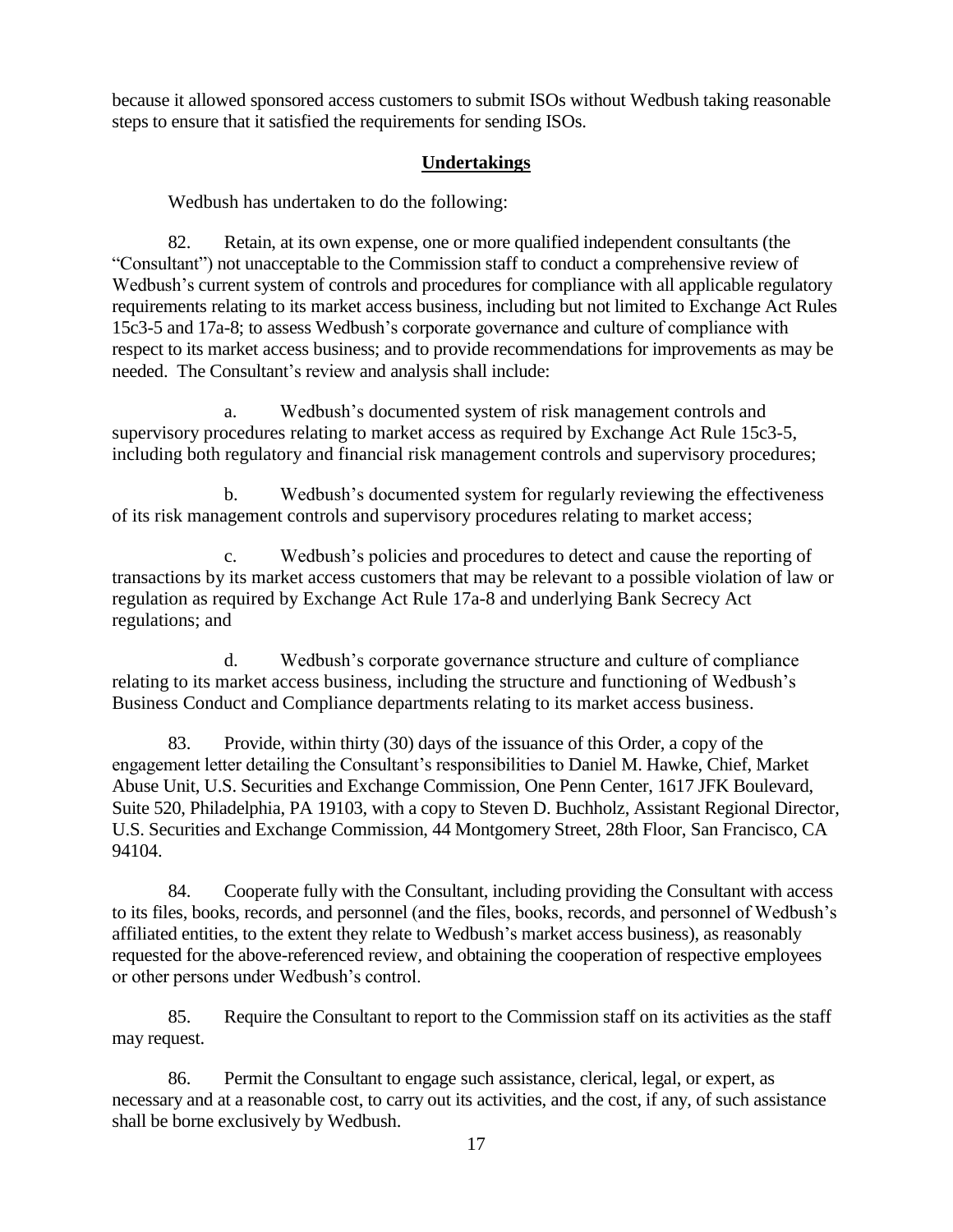because it allowed sponsored access customers to submit ISOs without Wedbush taking reasonable steps to ensure that it satisfied the requirements for sending ISOs.

## Undertakings

Wedbush has undertaken to do the following:

82. Retain, at its own expense, one or more qualified independent consultants (the "Consultant") not unacceptable to the Commission staff to conduct a comprehensive review of Wedbush's current system of controls and procedures for compliance with all applicable regulatory requirements relating to its market access business, including but not limited to Exchange Act Rules 15c3-5 and 17a-8; to assess Wedbush's corporate governance and culture of compliance with respect to its market access business; and to provide recommendations for improvements as may be needed. The Consultant's review and analysis shall include:

a. Wedbush's documented system of risk management controls and supervisory procedures relating to market access as required by Exchange Act Rule 15c3-5, including both regulatory and financial risk management controls and supervisory procedures;

b. Wedbush's documented system for regularly reviewing the effectiveness of its risk management controls and supervisory procedures relating to market access;

c. Wedbush's policies and procedures to detect and cause the reporting of transactions by its market access customers that may be relevant to a possible violation of law or regulation as required by Exchange Act Rule 17a-8 and underlying Bank Secrecy Act regulations; and

d. Wedbush's corporate governance structure and culture of compliance relating to its market access business, including the structure and functioning of Wedbush's Business Conduct and Compliance departments relating to its market access business.

83. Provide, within thirty (30) days of the issuance of this Order, a copy of the engagement letter detailing the Consultant's responsibilities to Daniel M. Hawke, Chief, Market Abuse Unit, U.S. Securities and Exchange Commission, One Penn Center, 1617 JFK Boulevard, Suite 520, Philadelphia, PA 19103, with a copy to Steven D. Buchholz, Assistant Regional Director, U.S. Securities and Exchange Commission, 44 Montgomery Street, 28th Floor, San Francisco, CA 94104.

84. Cooperate fully with the Consultant, including providing the Consultant with access to its files, books, records, and personnel (and the files, books, records, and personnel of Wedbush's affiliated entities, to the extent they relate to Wedbush's market access business), as reasonably requested for the above-referenced review, and obtaining the cooperation of respective employees or other persons under Wedbush's control.

85. Require the Consultant to report to the Commission staff on its activities as the staff may request.

86. Permit the Consultant to engage such assistance, clerical, legal, or expert, as necessary and at a reasonable cost, to carry out its activities, and the cost, if any, of such assistance shall be borne exclusively by Wedbush.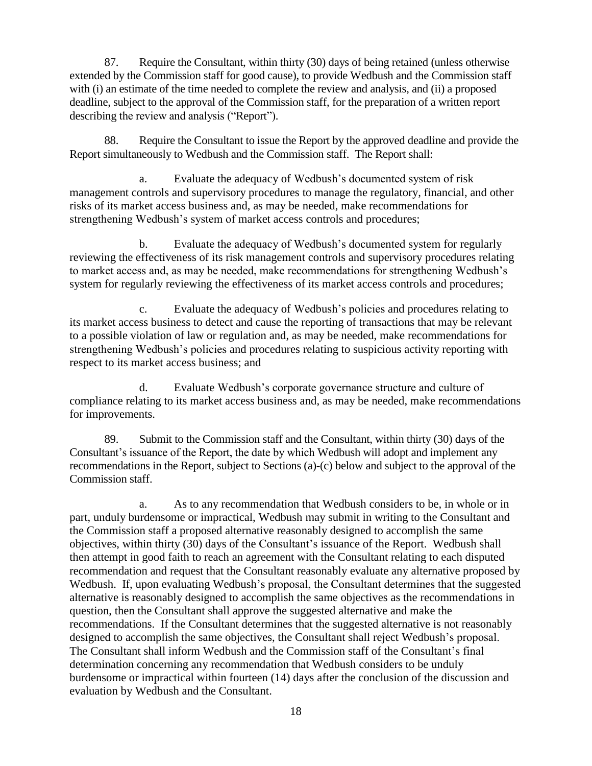87. Require the Consultant, within thirty (30) days of being retained (unless otherwise extended by the Commission staff for good cause), to provide Wedbush and the Commission staff with (i) an estimate of the time needed to complete the review and analysis, and (ii) a proposed deadline, subject to the approval of the Commission staff, for the preparation of a written report describing the review and analysis ("Report").

88. Require the Consultant to issue the Report by the approved deadline and provide the Report simultaneously to Wedbush and the Commission staff. The Report shall:

a. Evaluate the adequacy of Wedbush's documented system of risk management controls and supervisory procedures to manage the regulatory, financial, and other risks of its market access business and, as may be needed, make recommendations for strengthening Wedbush's system of market access controls and procedures;

b. Evaluate the adequacy of Wedbush's documented system for regularly reviewing the effectiveness of its risk management controls and supervisory procedures relating to market access and, as may be needed, make recommendations for strengthening Wedbush's system for regularly reviewing the effectiveness of its market access controls and procedures;

c. Evaluate the adequacy of Wedbush's policies and procedures relating to its market access business to detect and cause the reporting of transactions that may be relevant to a possible violation of law or regulation and, as may be needed, make recommendations for strengthening Wedbush's policies and procedures relating to suspicious activity reporting with respect to its market access business; and

d. Evaluate Wedbush's corporate governance structure and culture of compliance relating to its market access business and, as may be needed, make recommendations for improvements.

89. Submit to the Commission staff and the Consultant, within thirty (30) days of the Consultant's issuance of the Report, the date by which Wedbush will adopt and implement any recommendations in the Report, subject to Sections (a)-(c) below and subject to the approval of the Commission staff.

a. As to any recommendation that Wedbush considers to be, in whole or in part, unduly burdensome or impractical, Wedbush may submit in writing to the Consultant and the Commission staff a proposed alternative reasonably designed to accomplish the same objectives, within thirty (30) days of the Consultant's issuance of the Report. Wedbush shall then attempt in good faith to reach an agreement with the Consultant relating to each disputed recommendation and request that the Consultant reasonably evaluate any alternative proposed by Wedbush. If, upon evaluating Wedbush's proposal, the Consultant determines that the suggested alternative is reasonably designed to accomplish the same objectives as the recommendations in question, then the Consultant shall approve the suggested alternative and make the recommendations. If the Consultant determines that the suggested alternative is not reasonably designed to accomplish the same objectives, the Consultant shall reject Wedbush's proposal. The Consultant shall inform Wedbush and the Commission staff of the Consultant's final determination concerning any recommendation that Wedbush considers to be unduly burdensome or impractical within fourteen (14) days after the conclusion of the discussion and evaluation by Wedbush and the Consultant.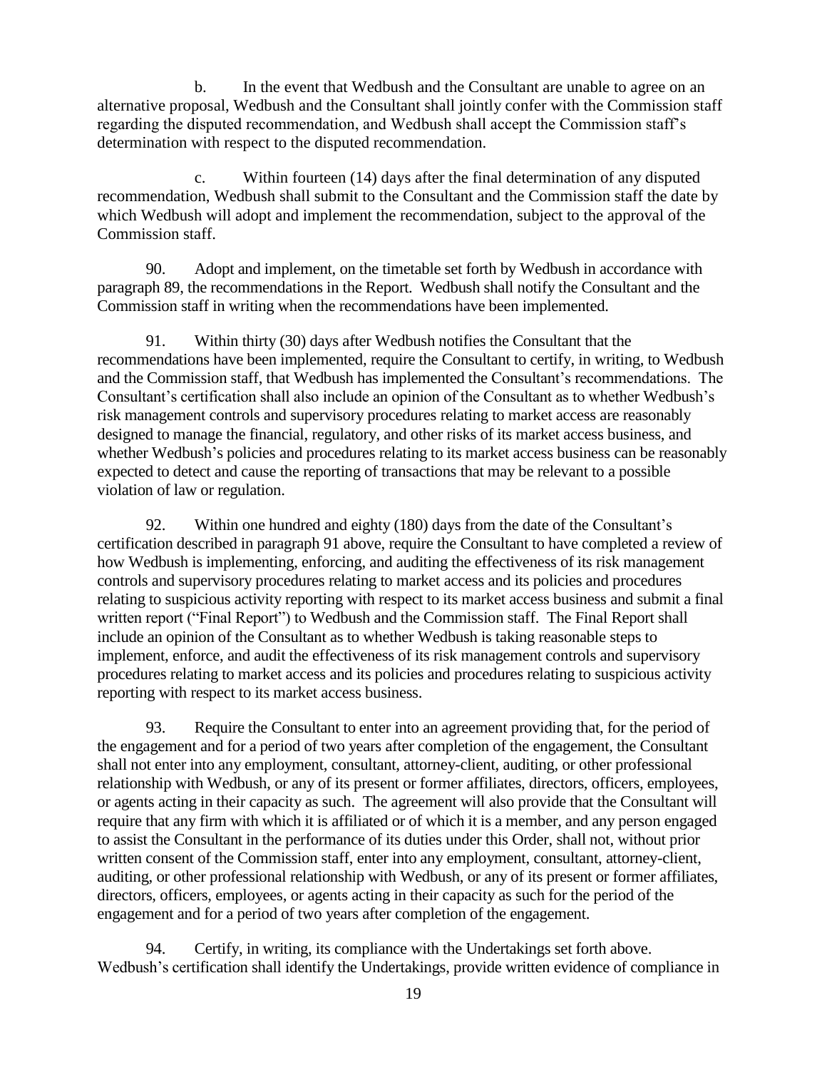b. In the event that Wedbush and the Consultant are unable to agree on an alternative proposal, Wedbush and the Consultant shall jointly confer with the Commission staff regarding the disputed recommendation, and Wedbush shall accept the Commission staff's determination with respect to the disputed recommendation.

c. Within fourteen (14) days after the final determination of any disputed recommendation, Wedbush shall submit to the Consultant and the Commission staff the date by which Wedbush will adopt and implement the recommendation, subject to the approval of the Commission staff.

90. Adopt and implement, on the timetable set forth by Wedbush in accordance with paragraph 89, the recommendations in the Report. Wedbush shall notify the Consultant and the Commission staff in writing when the recommendations have been implemented.

91. Within thirty (30) days after Wedbush notifies the Consultant that the recommendations have been implemented, require the Consultant to certify, in writing, to Wedbush and the Commission staff, that Wedbush has implemented the Consultant's recommendations. The Consultant's certification shall also include an opinion of the Consultant as to whether Wedbush's risk management controls and supervisory procedures relating to market access are reasonably designed to manage the financial, regulatory, and other risks of its market access business, and whether Wedbush's policies and procedures relating to its market access business can be reasonably expected to detect and cause the reporting of transactions that may be relevant to a possible violation of law or regulation.

92. Within one hundred and eighty (180) days from the date of the Consultant's certification described in paragraph 91 above, require the Consultant to have completed a review of how Wedbush is implementing, enforcing, and auditing the effectiveness of its risk management controls and supervisory procedures relating to market access and its policies and procedures relating to suspicious activity reporting with respect to its market access business and submit a final written report ("Final Report") to Wedbush and the Commission staff. The Final Report shall include an opinion of the Consultant as to whether Wedbush is taking reasonable steps to implement, enforce, and audit the effectiveness of its risk management controls and supervisory procedures relating to market access and its policies and procedures relating to suspicious activity reporting with respect to its market access business.

93. Require the Consultant to enter into an agreement providing that, for the period of the engagement and for a period of two years after completion of the engagement, the Consultant shall not enter into any employment, consultant, attorney-client, auditing, or other professional relationship with Wedbush, or any of its present or former affiliates, directors, officers, employees, or agents acting in their capacity as such. The agreement will also provide that the Consultant will require that any firm with which it is affiliated or of which it is a member, and any person engaged to assist the Consultant in the performance of its duties under this Order, shall not, without prior written consent of the Commission staff, enter into any employment, consultant, attorney-client, auditing, or other professional relationship with Wedbush, or any of its present or former affiliates, directors, officers, employees, or agents acting in their capacity as such for the period of the engagement and for a period of two years after completion of the engagement.

94. Certify, in writing, its compliance with the Undertakings set forth above. Wedbush's certification shall identify the Undertakings, provide written evidence of compliance in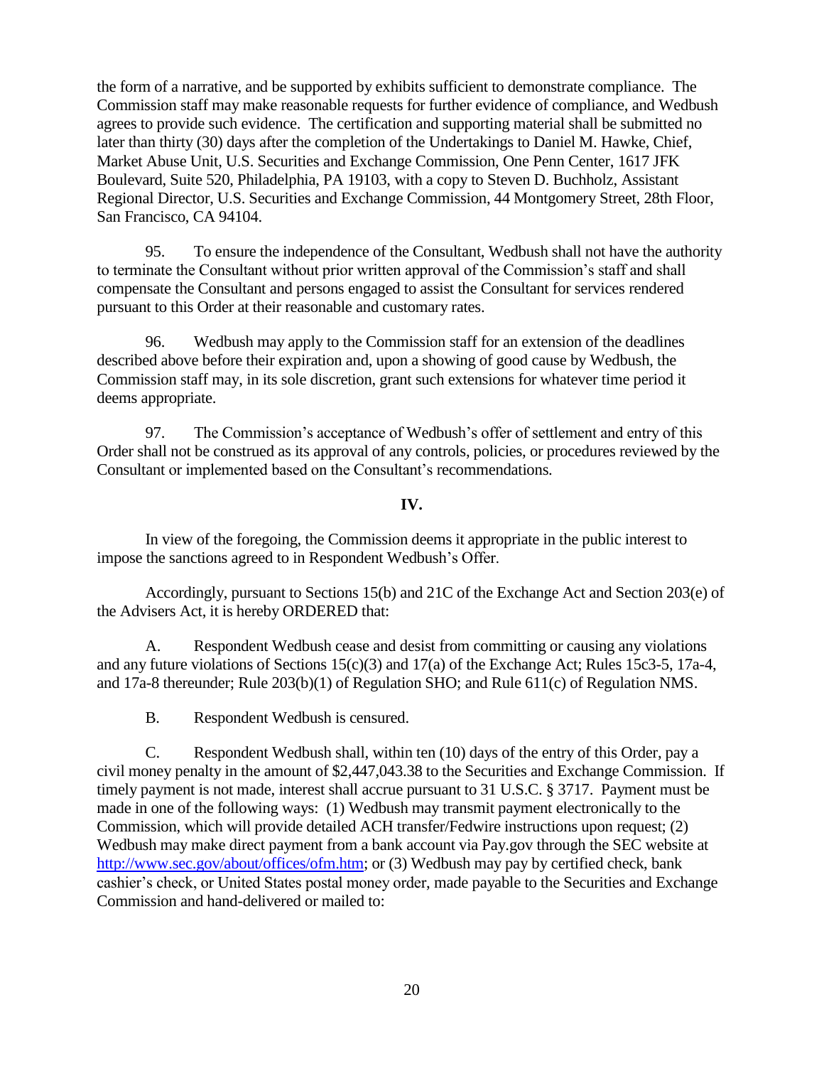the form of a narrative, and be supported by exhibits sufficient to demonstrate compliance. The Commission staff may make reasonable requests for further evidence of compliance, and Wedbush agrees to provide such evidence. The certification and supporting material shall be submitted no later than thirty (30) days after the completion of the Undertakings to Daniel M. Hawke, Chief, Market Abuse Unit, U.S. Securities and Exchange Commission, One Penn Center, 1617 JFK Boulevard, Suite 520, Philadelphia, PA 19103, with a copy to Steven D. Buchholz, Assistant Regional Director, U.S. Securities and Exchange Commission, 44 Montgomery Street, 28th Floor, San Francisco, CA 94104.

95. To ensure the independence of the Consultant, Wedbush shall not have the authority to terminate the Consultant without prior written approval of the Commission's staff and shall compensate the Consultant and persons engaged to assist the Consultant for services rendered pursuant to this Order at their reasonable and customary rates.

96. Wedbush may apply to the Commission staff for an extension of the deadlines described above before their expiration and, upon a showing of good cause by Wedbush, the Commission staff may, in its sole discretion, grant such extensions for whatever time period it deems appropriate.

97. The Commission's acceptance of Wedbush's offer of settlement and entry of this Order shall not be construed as its approval of any controls, policies, or procedures reviewed by the Consultant or implemented based on the Consultant's recommendations.

## IV.

In view of the foregoing, the Commission deems it appropriate in the public interest to impose the sanctions agreed to in Respondent Wedbush's Offer.

Accordingly, pursuant to Sections 15(b) and 21C of the Exchange Act and Section 203(e) of the Advisers Act, it is hereby ORDERED that:

A. Respondent Wedbush cease and desist from committing or causing any violations and any future violations of Sections 15(c)(3) and 17(a) of the Exchange Act; Rules 15c3-5, 17a-4, and 17a-8 thereunder; Rule 203(b)(1) of Regulation SHO; and Rule 611(c) of Regulation NMS.

B. Respondent Wedbush is censured.

C. Respondent Wedbush shall, within ten (10) days of the entry of this Order, pay a civil money penalty in the amount of $2,447,043.38 to the Securities and Exchange Commission. If timely payment is not made, interest shall accrue pursuant to 31 U.S.C. § 3717. Payment must be made in one of the following ways: (1) Wedbush may transmit payment electronically to the Commission, which will provide detailed ACH transfer/Fedwire instructions upon request; (2) Wedbush may make direct payment from a bank account via Pay.gov through the SEC website at http://www.sec.gov/about/offices/ofm.htm; or (3) Wedbush may pay by certified check, bank cashier's check, or United States postal money order, made payable to the Securities and Exchange Commission and hand-delivered or mailed to: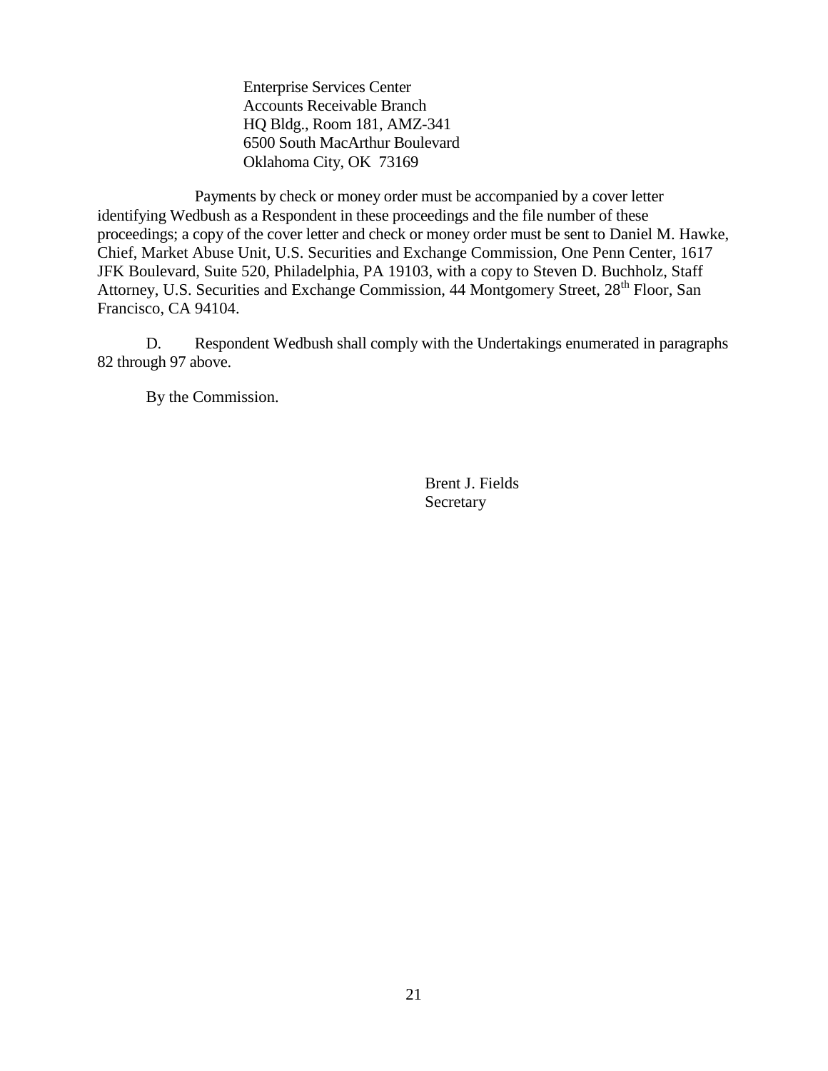Enterprise Services Center
Accounts Receivable Branch
HQ Bldg., Room 181, AMZ-341
6500 South MacArthur Boulevard
Oklahoma City, OK 73169

Payments by check or money order must be accompanied by a cover letter identifying Wedbush as a Respondent in these proceedings and the file number of these proceedings; a copy of the cover letter and check or money order must be sent to Daniel M. Hawke, Chief, Market Abuse Unit, U.S. Securities and Exchange Commission, One Penn Center, 1617 JFK Boulevard, Suite 520, Philadelphia, PA 19103, with a copy to Steven D. Buchholz, Staff Attorney, U.S. Securities and Exchange Commission, 44 Montgomery Street, 28th Floor, San Francisco, CA 94104.

D. Respondent Wedbush shall comply with the Undertakings enumerated in paragraphs 82 through 97 above.

By the Commission.

Brent J. Fields
Secretary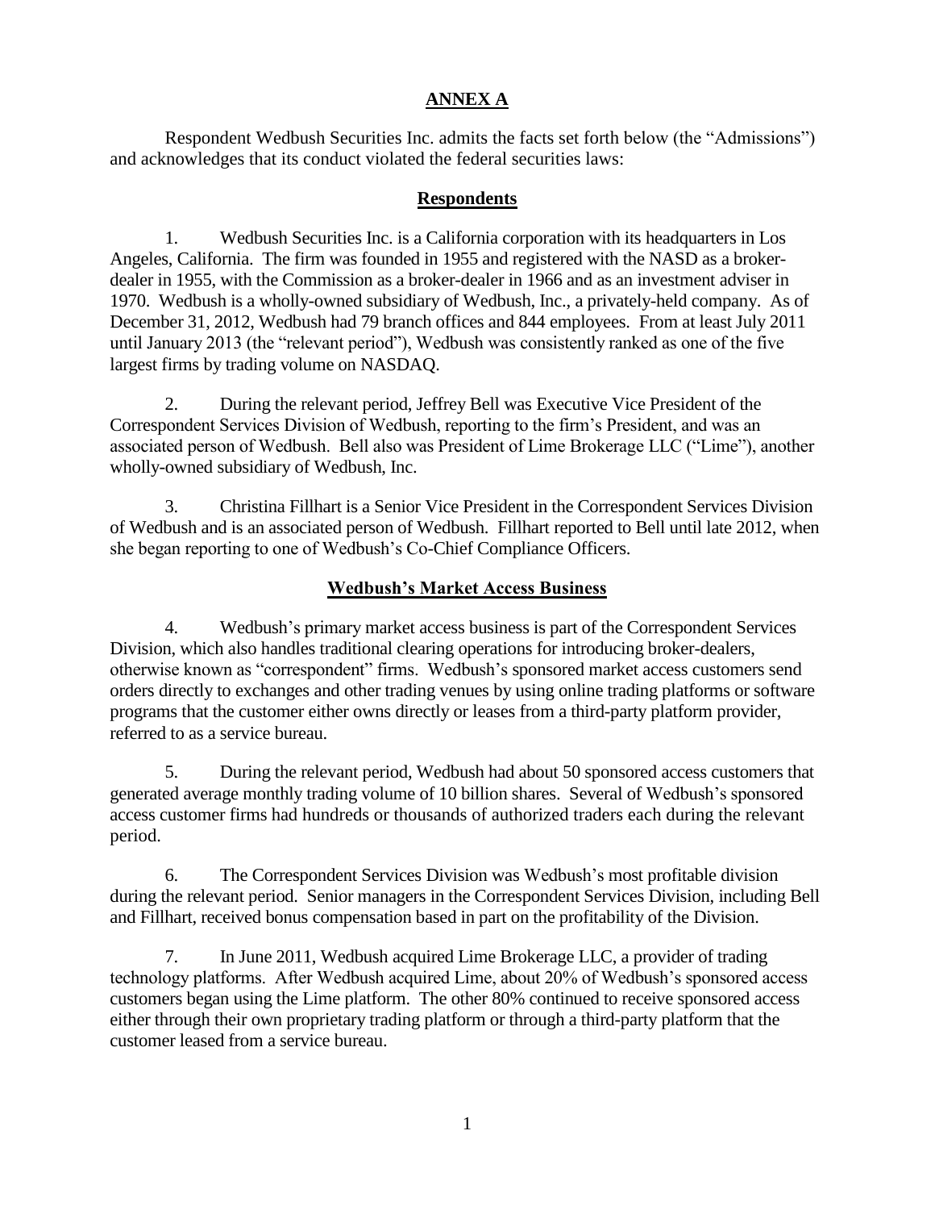## ANNEX A

Respondent Wedbush Securities Inc. admits the facts set forth below (the "Admissions") and acknowledges that its conduct violated the federal securities laws:

### Respondents

1. Wedbush Securities Inc. is a California corporation with its headquarters in Los Angeles, California. The firm was founded in 1955 and registered with the NASD as a broker-dealer in 1955, with the Commission as a broker-dealer in 1966 and as an investment adviser in 1970. Wedbush is a wholly-owned subsidiary of Wedbush, Inc., a privately-held company. As of December 31, 2012, Wedbush had 79 branch offices and 844 employees. From at least July 2011 until January 2013 (the "relevant period"), Wedbush was consistently ranked as one of the five largest firms by trading volume on NASDAQ.

2. During the relevant period, Jeffrey Bell was Executive Vice President of the Correspondent Services Division of Wedbush, reporting to the firm's President, and was an associated person of Wedbush. Bell also was President of Lime Brokerage LLC ("Lime"), another wholly-owned subsidiary of Wedbush, Inc.

3. Christina Fillhart is a Senior Vice President in the Correspondent Services Division of Wedbush and is an associated person of Wedbush. Fillhart reported to Bell until late 2012, when she began reporting to one of Wedbush's Co-Chief Compliance Officers.

### Wedbush's Market Access Business

4. Wedbush's primary market access business is part of the Correspondent Services Division, which also handles traditional clearing operations for introducing broker-dealers, otherwise known as "correspondent" firms. Wedbush's sponsored market access customers send orders directly to exchanges and other trading venues by using online trading platforms or software programs that the customer either owns directly or leases from a third-party platform provider, referred to as a service bureau.

5. During the relevant period, Wedbush had about 50 sponsored access customers that generated average monthly trading volume of 10 billion shares. Several of Wedbush's sponsored access customer firms had hundreds or thousands of authorized traders each during the relevant period.

6. The Correspondent Services Division was Wedbush's most profitable division during the relevant period. Senior managers in the Correspondent Services Division, including Bell and Fillhart, received bonus compensation based in part on the profitability of the Division.

7. In June 2011, Wedbush acquired Lime Brokerage LLC, a provider of trading technology platforms. After Wedbush acquired Lime, about 20% of Wedbush's sponsored access customers began using the Lime platform. The other 80% continued to receive sponsored access either through their own proprietary trading platform or through a third-party platform that the customer leased from a service bureau.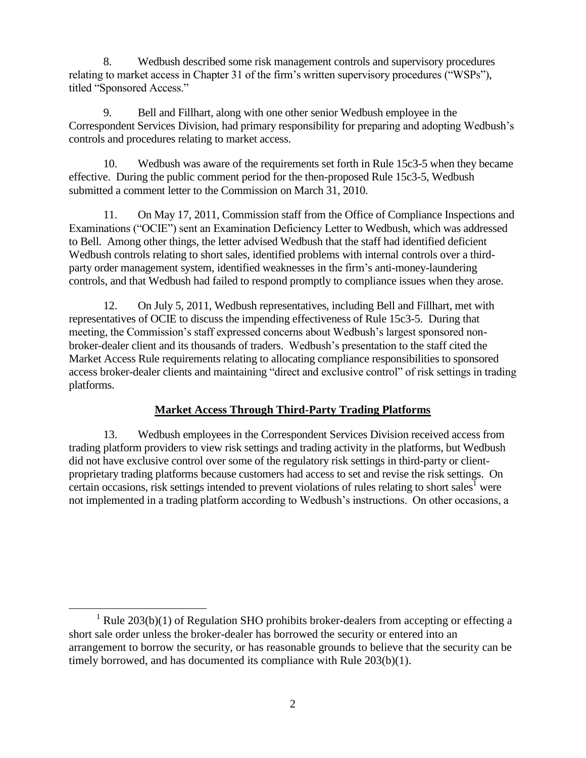8. Wedbush described some risk management controls and supervisory procedures relating to market access in Chapter 31 of the firm's written supervisory procedures ("WSPs"), titled "Sponsored Access."

9. Bell and Fillhart, along with one other senior Wedbush employee in the Correspondent Services Division, had primary responsibility for preparing and adopting Wedbush's controls and procedures relating to market access.

10. Wedbush was aware of the requirements set forth in Rule 15c3-5 when they became effective. During the public comment period for the then-proposed Rule 15c3-5, Wedbush submitted a comment letter to the Commission on March 31, 2010.

11. On May 17, 2011, Commission staff from the Office of Compliance Inspections and Examinations ("OCIE") sent an Examination Deficiency Letter to Wedbush, which was addressed to Bell. Among other things, the letter advised Wedbush that the staff had identified deficient Wedbush controls relating to short sales, identified problems with internal controls over a third-party order management system, identified weaknesses in the firm's anti-money-laundering controls, and that Wedbush had failed to respond promptly to compliance issues when they arose.

12. On July 5, 2011, Wedbush representatives, including Bell and Fillhart, met with representatives of OCIE to discuss the impending effectiveness of Rule 15c3-5. During that meeting, the Commission's staff expressed concerns about Wedbush's largest sponsored non-broker-dealer client and its thousands of traders. Wedbush's presentation to the staff cited the Market Access Rule requirements relating to allocating compliance responsibilities to sponsored access broker-dealer clients and maintaining "direct and exclusive control" of risk settings in trading platforms.

## Market Access Through Third-Party Trading Platforms

13. Wedbush employees in the Correspondent Services Division received access from trading platform providers to view risk settings and trading activity in the platforms, but Wedbush did not have exclusive control over some of the regulatory risk settings in third-party or client-proprietary trading platforms because customers had access to set and revise the risk settings. On certain occasions, risk settings intended to prevent violations of rules relating to short sales[1] were not implemented in a trading platform according to Wedbush's instructions. On other occasions, a

[1] Rule 203(b)(1) of Regulation SHO prohibits broker-dealers from accepting or effecting a short sale order unless the broker-dealer has borrowed the security or entered into an arrangement to borrow the security, or has reasonable grounds to believe that the security can be timely borrowed, and has documented its compliance with Rule 203(b)(1).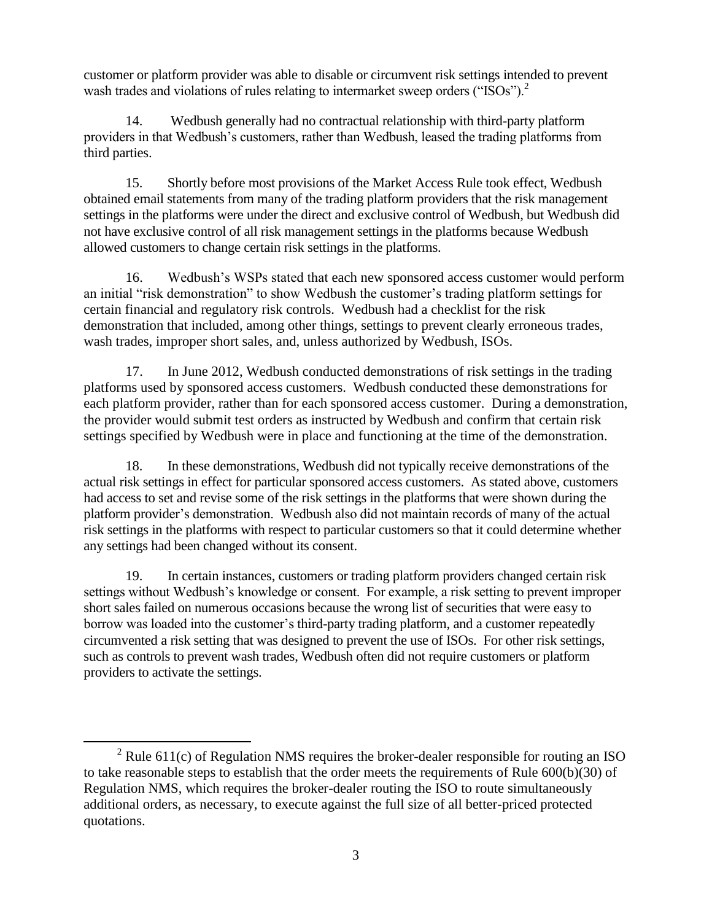customer or platform provider was able to disable or circumvent risk settings intended to prevent wash trades and violations of rules relating to intermarket sweep orders ("ISOs").[2]

14. Wedbush generally had no contractual relationship with third-party platform providers in that Wedbush's customers, rather than Wedbush, leased the trading platforms from third parties.

15. Shortly before most provisions of the Market Access Rule took effect, Wedbush obtained email statements from many of the trading platform providers that the risk management settings in the platforms were under the direct and exclusive control of Wedbush, but Wedbush did not have exclusive control of all risk management settings in the platforms because Wedbush allowed customers to change certain risk settings in the platforms.

16. Wedbush's WSPs stated that each new sponsored access customer would perform an initial "risk demonstration" to show Wedbush the customer's trading platform settings for certain financial and regulatory risk controls. Wedbush had a checklist for the risk demonstration that included, among other things, settings to prevent clearly erroneous trades, wash trades, improper short sales, and, unless authorized by Wedbush, ISOs.

17. In June 2012, Wedbush conducted demonstrations of risk settings in the trading platforms used by sponsored access customers. Wedbush conducted these demonstrations for each platform provider, rather than for each sponsored access customer. During a demonstration, the provider would submit test orders as instructed by Wedbush and confirm that certain risk settings specified by Wedbush were in place and functioning at the time of the demonstration.

18. In these demonstrations, Wedbush did not typically receive demonstrations of the actual risk settings in effect for particular sponsored access customers. As stated above, customers had access to set and revise some of the risk settings in the platforms that were shown during the platform provider's demonstration. Wedbush also did not maintain records of many of the actual risk settings in the platforms with respect to particular customers so that it could determine whether any settings had been changed without its consent.

19. In certain instances, customers or trading platform providers changed certain risk settings without Wedbush's knowledge or consent. For example, a risk setting to prevent improper short sales failed on numerous occasions because the wrong list of securities that were easy to borrow was loaded into the customer's third-party trading platform, and a customer repeatedly circumvented a risk setting that was designed to prevent the use of ISOs. For other risk settings, such as controls to prevent wash trades, Wedbush often did not require customers or platform providers to activate the settings.

[2] Rule 611(c) of Regulation NMS requires the broker-dealer responsible for routing an ISO to take reasonable steps to establish that the order meets the requirements of Rule 600(b)(30) of Regulation NMS, which requires the broker-dealer routing the ISO to route simultaneously additional orders, as necessary, to execute against the full size of all better-priced protected quotations.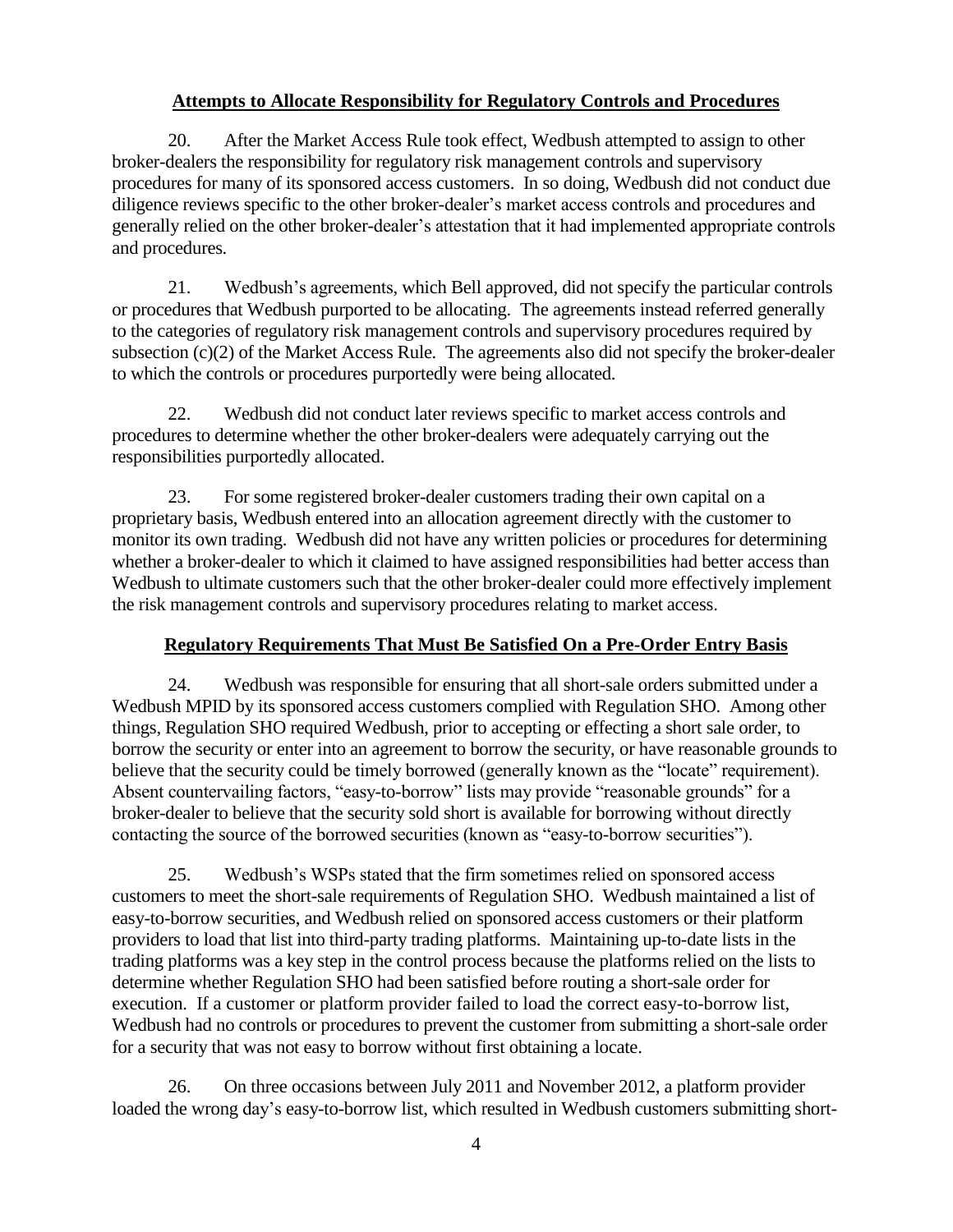## Attempts to Allocate Responsibility for Regulatory Controls and Procedures

20. After the Market Access Rule took effect, Wedbush attempted to assign to other broker-dealers the responsibility for regulatory risk management controls and supervisory procedures for many of its sponsored access customers. In so doing, Wedbush did not conduct due diligence reviews specific to the other broker-dealer's market access controls and procedures and generally relied on the other broker-dealer's attestation that it had implemented appropriate controls and procedures.

21. Wedbush's agreements, which Bell approved, did not specify the particular controls or procedures that Wedbush purported to be allocating. The agreements instead referred generally to the categories of regulatory risk management controls and supervisory procedures required by subsection (c)(2) of the Market Access Rule. The agreements also did not specify the broker-dealer to which the controls or procedures purportedly were being allocated.

22. Wedbush did not conduct later reviews specific to market access controls and procedures to determine whether the other broker-dealers were adequately carrying out the responsibilities purportedly allocated.

23. For some registered broker-dealer customers trading their own capital on a proprietary basis, Wedbush entered into an allocation agreement directly with the customer to monitor its own trading. Wedbush did not have any written policies or procedures for determining whether a broker-dealer to which it claimed to have assigned responsibilities had better access than Wedbush to ultimate customers such that the other broker-dealer could more effectively implement the risk management controls and supervisory procedures relating to market access.

## Regulatory Requirements That Must Be Satisfied On a Pre-Order Entry Basis

24. Wedbush was responsible for ensuring that all short-sale orders submitted under a Wedbush MPID by its sponsored access customers complied with Regulation SHO. Among other things, Regulation SHO required Wedbush, prior to accepting or effecting a short sale order, to borrow the security or enter into an agreement to borrow the security, or have reasonable grounds to believe that the security could be timely borrowed (generally known as the "locate" requirement). Absent countervailing factors, "easy-to-borrow" lists may provide "reasonable grounds" for a broker-dealer to believe that the security sold short is available for borrowing without directly contacting the source of the borrowed securities (known as "easy-to-borrow securities").

25. Wedbush's WSPs stated that the firm sometimes relied on sponsored access customers to meet the short-sale requirements of Regulation SHO. Wedbush maintained a list of easy-to-borrow securities, and Wedbush relied on sponsored access customers or their platform providers to load that list into third-party trading platforms. Maintaining up-to-date lists in the trading platforms was a key step in the control process because the platforms relied on the lists to determine whether Regulation SHO had been satisfied before routing a short-sale order for execution. If a customer or platform provider failed to load the correct easy-to-borrow list, Wedbush had no controls or procedures to prevent the customer from submitting a short-sale order for a security that was not easy to borrow without first obtaining a locate.

26. On three occasions between July 2011 and November 2012, a platform provider loaded the wrong day's easy-to-borrow list, which resulted in Wedbush customers submitting short-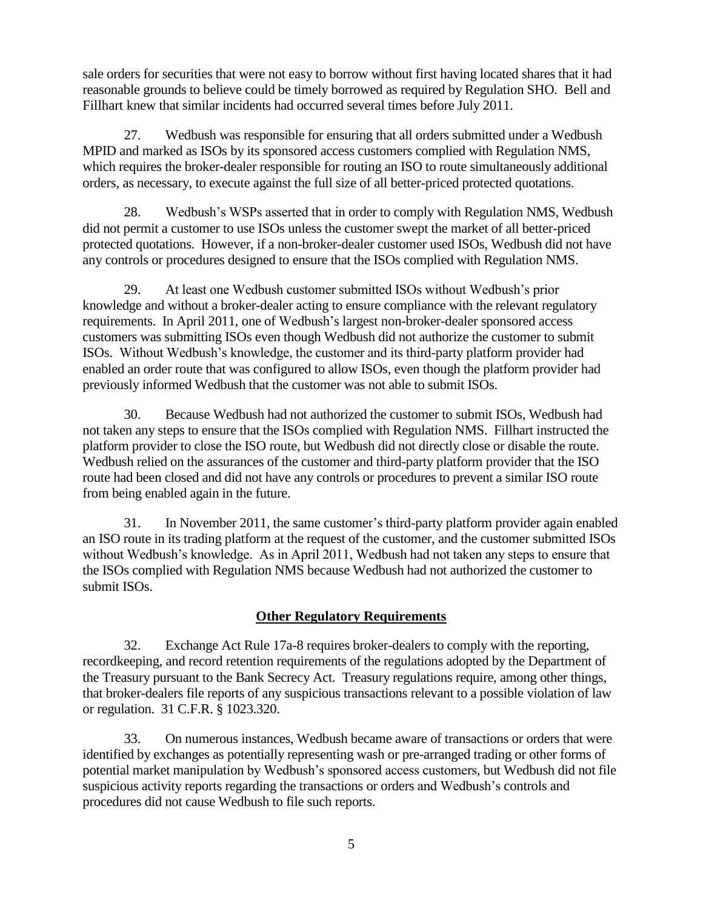sale orders for securities that were not easy to borrow without first having located shares that it had reasonable grounds to believe could be timely borrowed as required by Regulation SHO. Bell and Fillhart knew that similar incidents had occurred several times before July 2011.

27. Wedbush was responsible for ensuring that all orders submitted under a Wedbush MPID and marked as ISOs by its sponsored access customers complied with Regulation NMS, which requires the broker-dealer responsible for routing an ISO to route simultaneously additional orders, as necessary, to execute against the full size of all better-priced protected quotations.

28. Wedbush's WSPs asserted that in order to comply with Regulation NMS, Wedbush did not permit a customer to use ISOs unless the customer swept the market of all better-priced protected quotations. However, if a non-broker-dealer customer used ISOs, Wedbush did not have any controls or procedures designed to ensure that the ISOs complied with Regulation NMS.

29. At least one Wedbush customer submitted ISOs without Wedbush's prior knowledge and without a broker-dealer acting to ensure compliance with the relevant regulatory requirements. In April 2011, one of Wedbush's largest non-broker-dealer sponsored access customers was submitting ISOs even though Wedbush did not authorize the customer to submit ISOs. Without Wedbush's knowledge, the customer and its third-party platform provider had enabled an order route that was configured to allow ISOs, even though the platform provider had previously informed Wedbush that the customer was not able to submit ISOs.

30. Because Wedbush had not authorized the customer to submit ISOs, Wedbush had not taken any steps to ensure that the ISOs complied with Regulation NMS. Fillhart instructed the platform provider to close the ISO route, but Wedbush did not directly close or disable the route. Wedbush relied on the assurances of the customer and third-party platform provider that the ISO route had been closed and did not have any controls or procedures to prevent a similar ISO route from being enabled again in the future.

31. In November 2011, the same customer's third-party platform provider again enabled an ISO route in its trading platform at the request of the customer, and the customer submitted ISOs without Wedbush's knowledge. As in April 2011, Wedbush had not taken any steps to ensure that the ISOs complied with Regulation NMS because Wedbush had not authorized the customer to submit ISOs.

## Other Regulatory Requirements

32. Exchange Act Rule 17a-8 requires broker-dealers to comply with the reporting, recordkeeping, and record retention requirements of the regulations adopted by the Department of the Treasury pursuant to the Bank Secrecy Act. Treasury regulations require, among other things, that broker-dealers file reports of any suspicious transactions relevant to a possible violation of law or regulation. 31 C.F.R. § 1023.320.

33. On numerous instances, Wedbush became aware of transactions or orders that were identified by exchanges as potentially representing wash or pre-arranged trading or other forms of potential market manipulation by Wedbush's sponsored access customers, but Wedbush did not file suspicious activity reports regarding the transactions or orders and Wedbush's controls and procedures did not cause Wedbush to file such reports.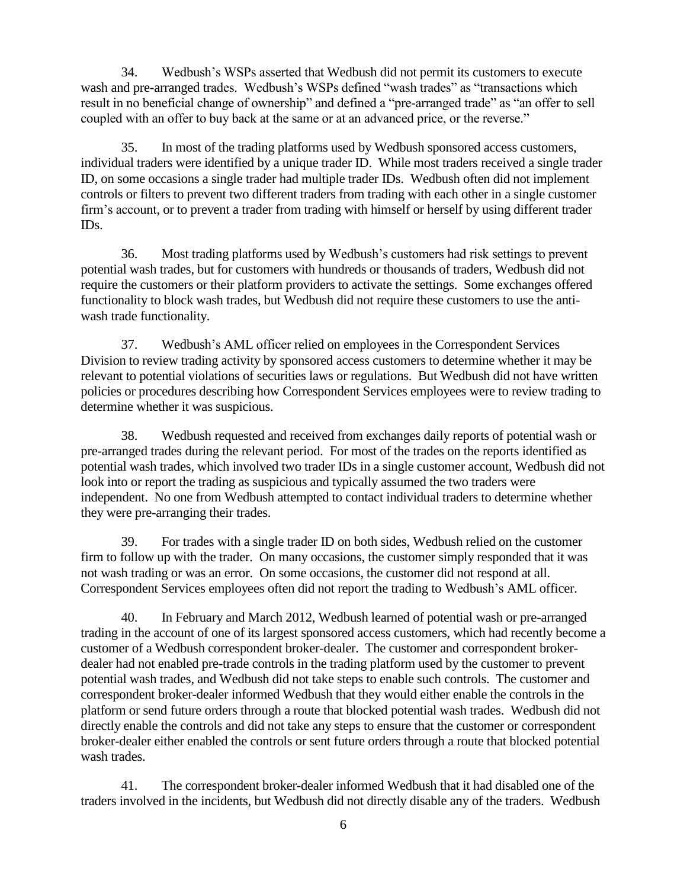34. Wedbush's WSPs asserted that Wedbush did not permit its customers to execute wash and pre-arranged trades. Wedbush's WSPs defined "wash trades" as "transactions which result in no beneficial change of ownership" and defined a "pre-arranged trade" as "an offer to sell coupled with an offer to buy back at the same or at an advanced price, or the reverse."

35. In most of the trading platforms used by Wedbush sponsored access customers, individual traders were identified by a unique trader ID. While most traders received a single trader ID, on some occasions a single trader had multiple trader IDs. Wedbush often did not implement controls or filters to prevent two different traders from trading with each other in a single customer firm's account, or to prevent a trader from trading with himself or herself by using different trader IDs.

36. Most trading platforms used by Wedbush's customers had risk settings to prevent potential wash trades, but for customers with hundreds or thousands of traders, Wedbush did not require the customers or their platform providers to activate the settings. Some exchanges offered functionality to block wash trades, but Wedbush did not require these customers to use the anti-wash trade functionality.

37. Wedbush's AML officer relied on employees in the Correspondent Services Division to review trading activity by sponsored access customers to determine whether it may be relevant to potential violations of securities laws or regulations. But Wedbush did not have written policies or procedures describing how Correspondent Services employees were to review trading to determine whether it was suspicious.

38. Wedbush requested and received from exchanges daily reports of potential wash or pre-arranged trades during the relevant period. For most of the trades on the reports identified as potential wash trades, which involved two trader IDs in a single customer account, Wedbush did not look into or report the trading as suspicious and typically assumed the two traders were independent. No one from Wedbush attempted to contact individual traders to determine whether they were pre-arranging their trades.

39. For trades with a single trader ID on both sides, Wedbush relied on the customer firm to follow up with the trader. On many occasions, the customer simply responded that it was not wash trading or was an error. On some occasions, the customer did not respond at all. Correspondent Services employees often did not report the trading to Wedbush's AML officer.

40. In February and March 2012, Wedbush learned of potential wash or pre-arranged trading in the account of one of its largest sponsored access customers, which had recently become a customer of a Wedbush correspondent broker-dealer. The customer and correspondent broker-dealer had not enabled pre-trade controls in the trading platform used by the customer to prevent potential wash trades, and Wedbush did not take steps to enable such controls. The customer and correspondent broker-dealer informed Wedbush that they would either enable the controls in the platform or send future orders through a route that blocked potential wash trades. Wedbush did not directly enable the controls and did not take any steps to ensure that the customer or correspondent broker-dealer either enabled the controls or sent future orders through a route that blocked potential wash trades.

41. The correspondent broker-dealer informed Wedbush that it had disabled one of the traders involved in the incidents, but Wedbush did not directly disable any of the traders. Wedbush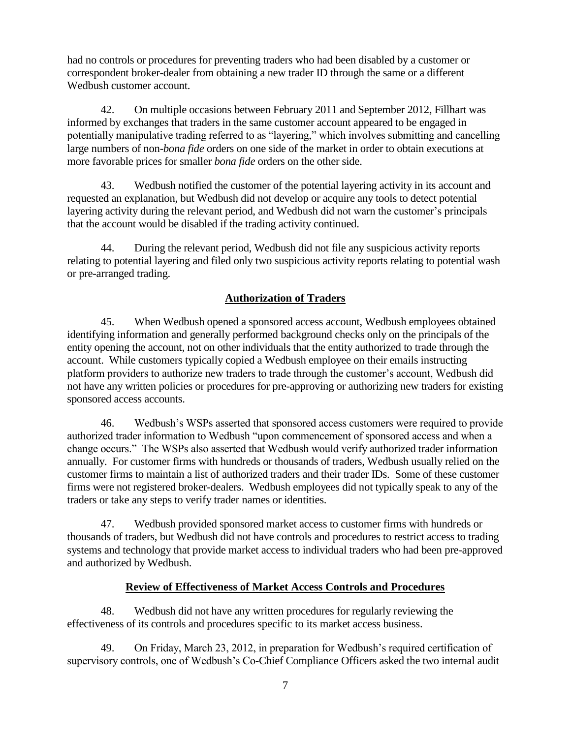had no controls or procedures for preventing traders who had been disabled by a customer or correspondent broker-dealer from obtaining a new trader ID through the same or a different Wedbush customer account.

42. On multiple occasions between February 2011 and September 2012, Fillhart was informed by exchanges that traders in the same customer account appeared to be engaged in potentially manipulative trading referred to as "layering," which involves submitting and cancelling large numbers of non-*bona fide* orders on one side of the market in order to obtain executions at more favorable prices for smaller *bona fide* orders on the other side.

43. Wedbush notified the customer of the potential layering activity in its account and requested an explanation, but Wedbush did not develop or acquire any tools to detect potential layering activity during the relevant period, and Wedbush did not warn the customer's principals that the account would be disabled if the trading activity continued.

44. During the relevant period, Wedbush did not file any suspicious activity reports relating to potential layering and filed only two suspicious activity reports relating to potential wash or pre-arranged trading.

## Authorization of Traders

45. When Wedbush opened a sponsored access account, Wedbush employees obtained identifying information and generally performed background checks only on the principals of the entity opening the account, not on other individuals that the entity authorized to trade through the account. While customers typically copied a Wedbush employee on their emails instructing platform providers to authorize new traders to trade through the customer's account, Wedbush did not have any written policies or procedures for pre-approving or authorizing new traders for existing sponsored access accounts.

46. Wedbush's WSPs asserted that sponsored access customers were required to provide authorized trader information to Wedbush "upon commencement of sponsored access and when a change occurs." The WSPs also asserted that Wedbush would verify authorized trader information annually. For customer firms with hundreds or thousands of traders, Wedbush usually relied on the customer firms to maintain a list of authorized traders and their trader IDs. Some of these customer firms were not registered broker-dealers. Wedbush employees did not typically speak to any of the traders or take any steps to verify trader names or identities.

47. Wedbush provided sponsored market access to customer firms with hundreds or thousands of traders, but Wedbush did not have controls and procedures to restrict access to trading systems and technology that provide market access to individual traders who had been pre-approved and authorized by Wedbush.

## Review of Effectiveness of Market Access Controls and Procedures

48. Wedbush did not have any written procedures for regularly reviewing the effectiveness of its controls and procedures specific to its market access business.

49. On Friday, March 23, 2012, in preparation for Wedbush's required certification of supervisory controls, one of Wedbush's Co-Chief Compliance Officers asked the two internal audit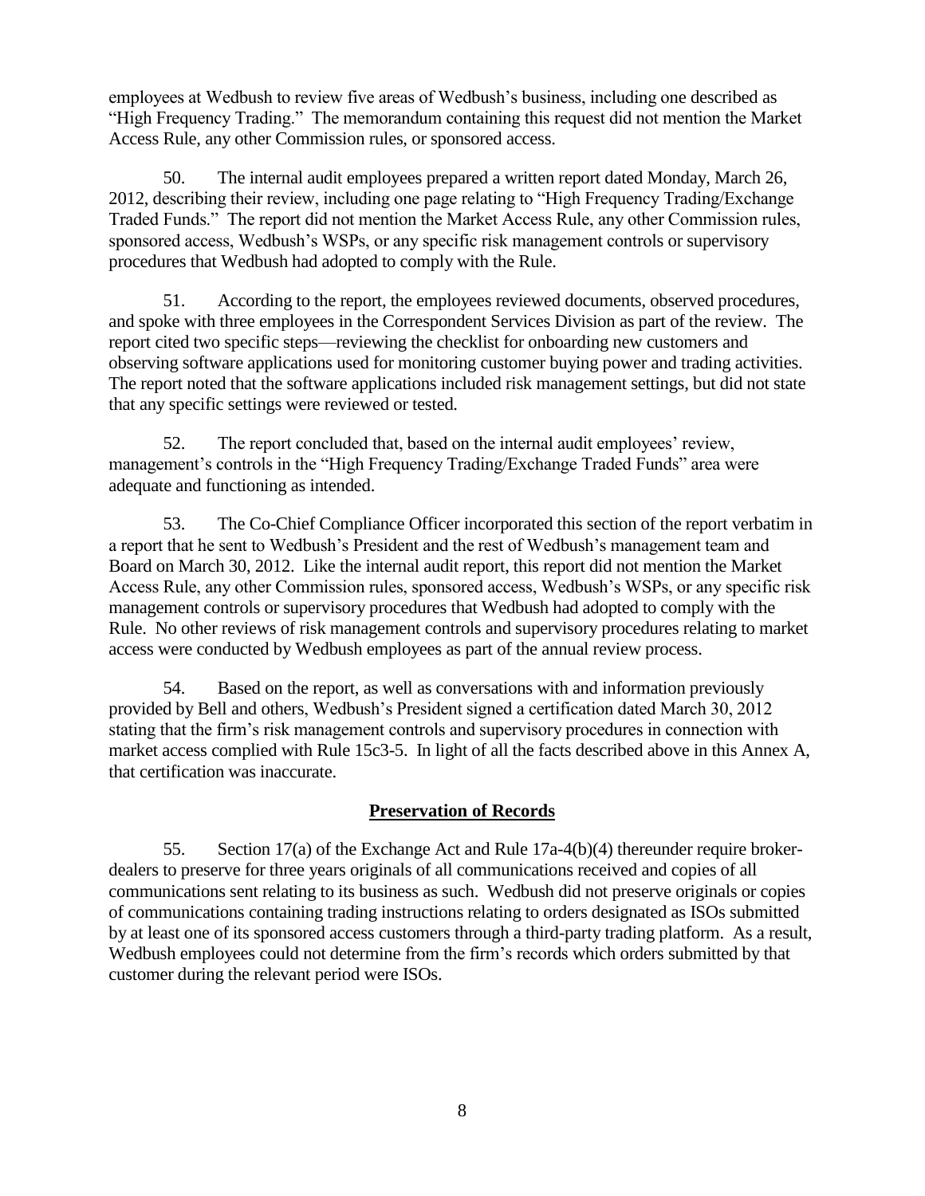employees at Wedbush to review five areas of Wedbush's business, including one described as "High Frequency Trading." The memorandum containing this request did not mention the Market Access Rule, any other Commission rules, or sponsored access.

50. The internal audit employees prepared a written report dated Monday, March 26, 2012, describing their review, including one page relating to "High Frequency Trading/Exchange Traded Funds." The report did not mention the Market Access Rule, any other Commission rules, sponsored access, Wedbush's WSPs, or any specific risk management controls or supervisory procedures that Wedbush had adopted to comply with the Rule.

51. According to the report, the employees reviewed documents, observed procedures, and spoke with three employees in the Correspondent Services Division as part of the review. The report cited two specific steps—reviewing the checklist for onboarding new customers and observing software applications used for monitoring customer buying power and trading activities. The report noted that the software applications included risk management settings, but did not state that any specific settings were reviewed or tested.

52. The report concluded that, based on the internal audit employees' review, management's controls in the "High Frequency Trading/Exchange Traded Funds" area were adequate and functioning as intended.

53. The Co-Chief Compliance Officer incorporated this section of the report verbatim in a report that he sent to Wedbush's President and the rest of Wedbush's management team and Board on March 30, 2012. Like the internal audit report, this report did not mention the Market Access Rule, any other Commission rules, sponsored access, Wedbush's WSPs, or any specific risk management controls or supervisory procedures that Wedbush had adopted to comply with the Rule. No other reviews of risk management controls and supervisory procedures relating to market access were conducted by Wedbush employees as part of the annual review process.

54. Based on the report, as well as conversations with and information previously provided by Bell and others, Wedbush's President signed a certification dated March 30, 2012 stating that the firm's risk management controls and supervisory procedures in connection with market access complied with Rule 15c3-5. In light of all the facts described above in this Annex A, that certification was inaccurate.

## Preservation of Records

55. Section 17(a) of the Exchange Act and Rule 17a-4(b)(4) thereunder require broker-dealers to preserve for three years originals of all communications received and copies of all communications sent relating to its business as such. Wedbush did not preserve originals or copies of communications containing trading instructions relating to orders designated as ISOs submitted by at least one of its sponsored access customers through a third-party trading platform. As a result, Wedbush employees could not determine from the firm's records which orders submitted by that customer during the relevant period were ISOs.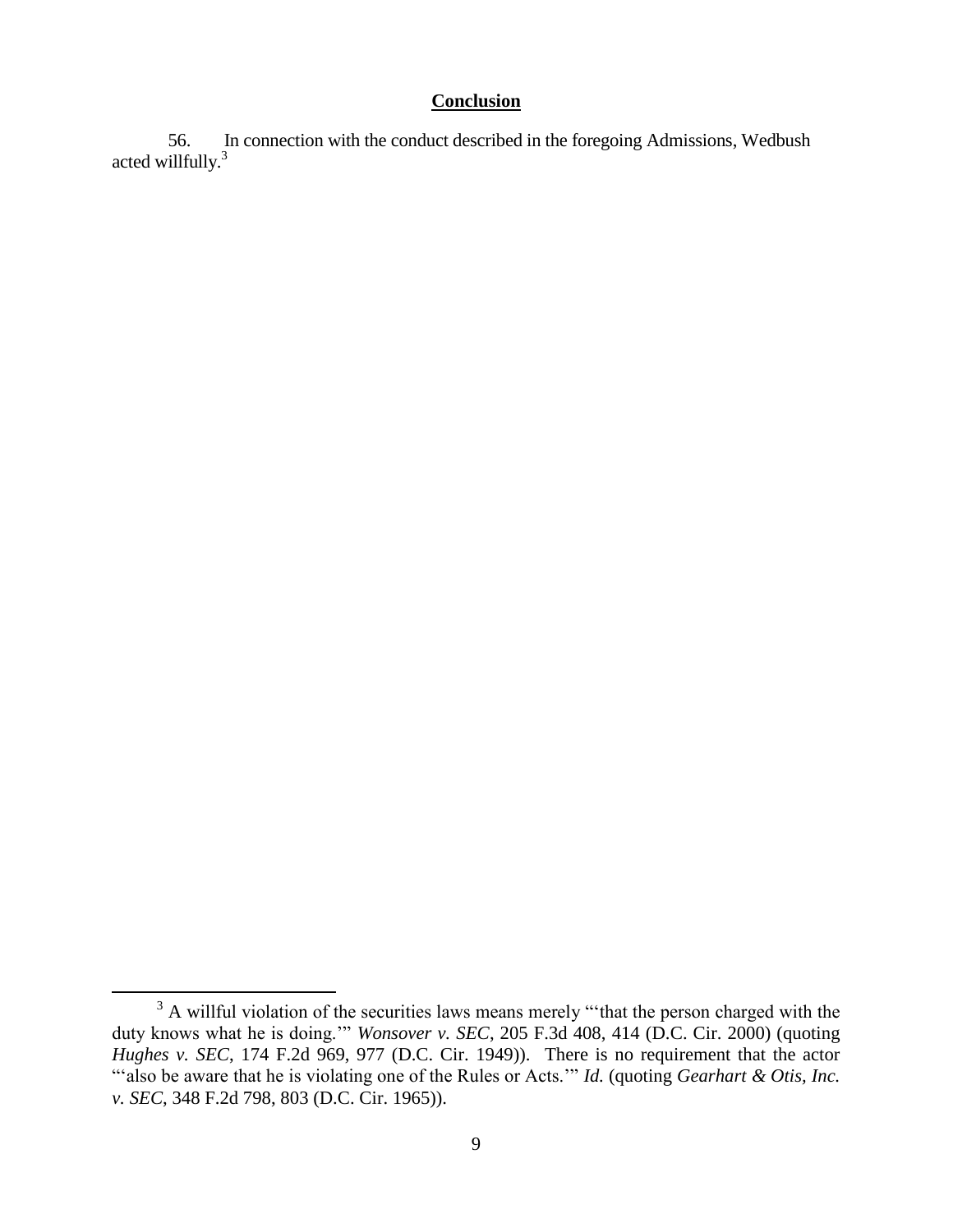## Conclusion

56. In connection with the conduct described in the foregoing Admissions, Wedbush acted willfully.[3]

---

[3] A willful violation of the securities laws means merely "'that the person charged with the duty knows what he is doing.'" *Wonsover v. SEC*, 205 F.3d 408, 414 (D.C. Cir. 2000) (quoting *Hughes v. SEC*, 174 F.2d 969, 977 (D.C. Cir. 1949)). There is no requirement that the actor "'also be aware that he is violating one of the Rules or Acts.'" *Id.* (quoting *Gearhart & Otis, Inc. v. SEC*, 348 F.2d 798, 803 (D.C. Cir. 1965)).